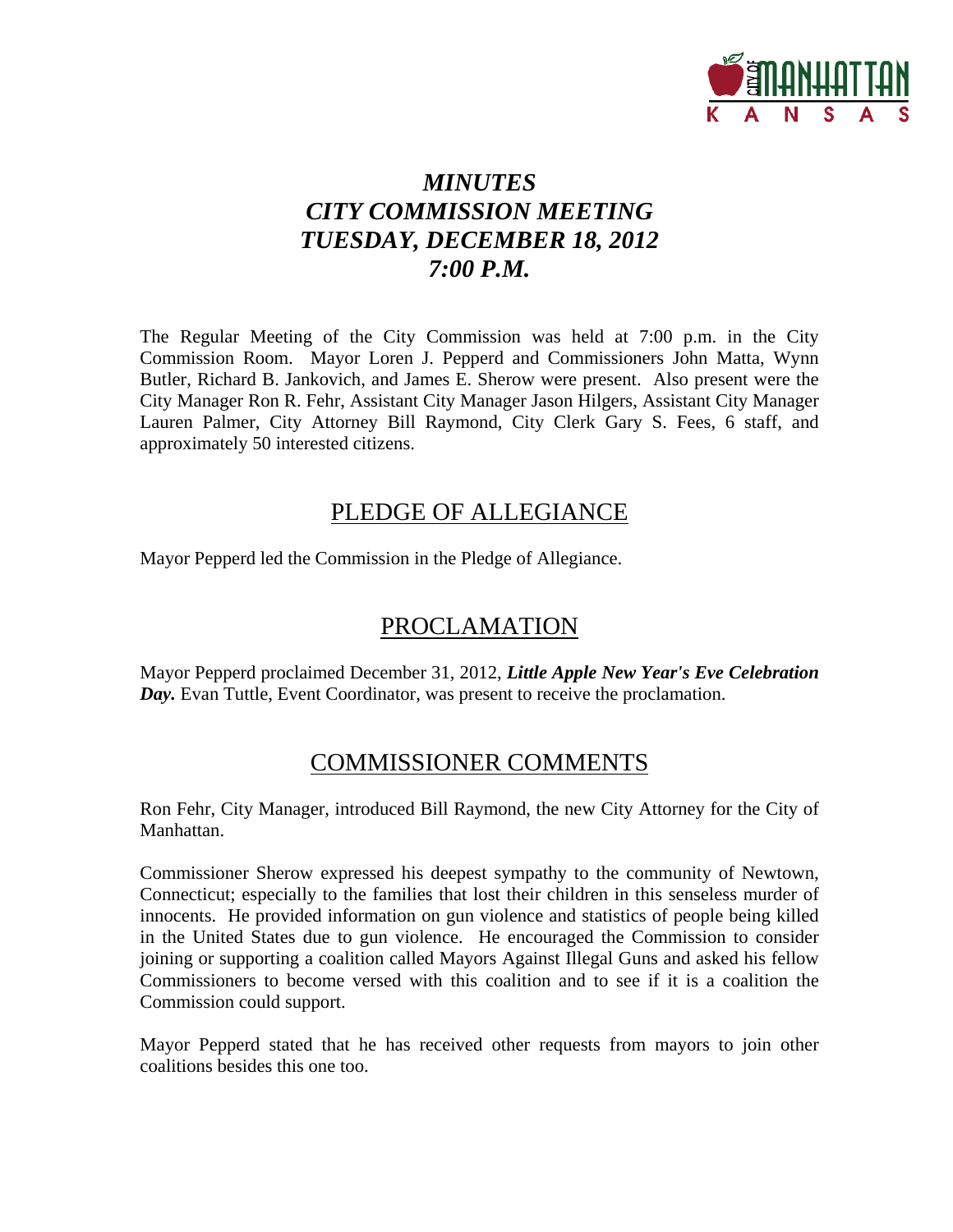# *MINUTES*
# *CITY COMMISSION MEETING*
# *TUESDAY, DECEMBER 18, 2012*
# *7:00 P.M.*

The Regular Meeting of the City Commission was held at 7:00 p.m. in the City Commission Room. Mayor Loren J. Pepperd and Commissioners John Matta, Wynn Butler, Richard B. Jankovich, and James E. Sherow were present. Also present were the City Manager Ron R. Fehr, Assistant City Manager Jason Hilgers, Assistant City Manager Lauren Palmer, City Attorney Bill Raymond, City Clerk Gary S. Fees, 6 staff, and approximately 50 interested citizens.

## PLEDGE OF ALLEGIANCE

Mayor Pepperd led the Commission in the Pledge of Allegiance.

## PROCLAMATION

Mayor Pepperd proclaimed December 31, 2012, ***Little Apple New Year's Eve Celebration Day.*** Evan Tuttle, Event Coordinator, was present to receive the proclamation.

## COMMISSIONER COMMENTS

Ron Fehr, City Manager, introduced Bill Raymond, the new City Attorney for the City of Manhattan.

Commissioner Sherow expressed his deepest sympathy to the community of Newtown, Connecticut; especially to the families that lost their children in this senseless murder of innocents. He provided information on gun violence and statistics of people being killed in the United States due to gun violence. He encouraged the Commission to consider joining or supporting a coalition called Mayors Against Illegal Guns and asked his fellow Commissioners to become versed with this coalition and to see if it is a coalition the Commission could support.

Mayor Pepperd stated that he has received other requests from mayors to join other coalitions besides this one too.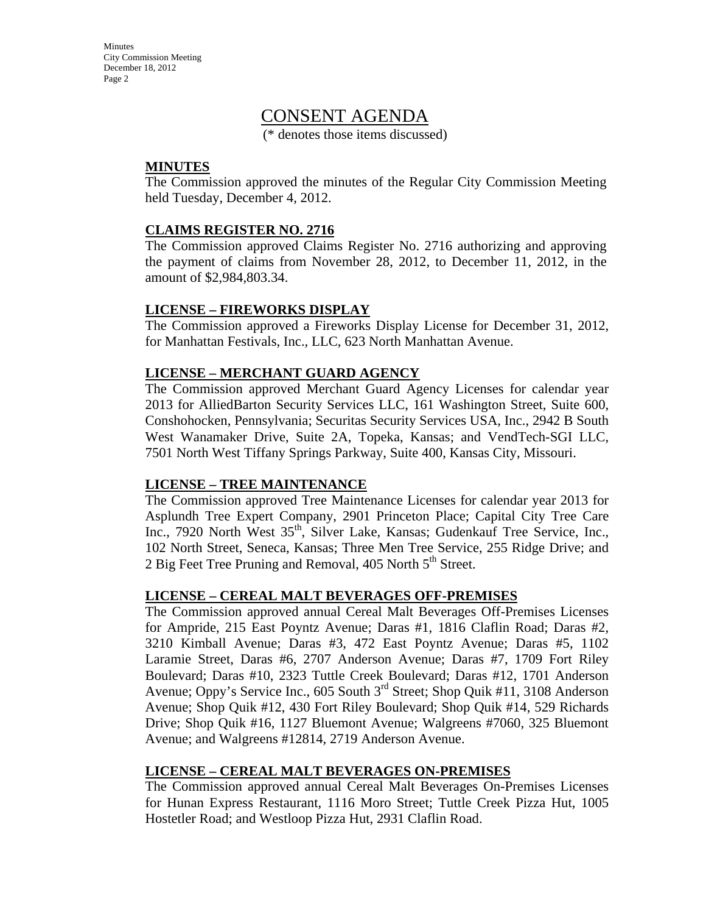# CONSENT AGENDA

(* denotes those items discussed)

**MINUTES**

The Commission approved the minutes of the Regular City Commission Meeting held Tuesday, December 4, 2012.

**CLAIMS REGISTER NO. 2716**

The Commission approved Claims Register No. 2716 authorizing and approving the payment of claims from November 28, 2012, to December 11, 2012, in the amount of $2,984,803.34.

**LICENSE – FIREWORKS DISPLAY**

The Commission approved a Fireworks Display License for December 31, 2012, for Manhattan Festivals, Inc., LLC, 623 North Manhattan Avenue.

**LICENSE – MERCHANT GUARD AGENCY**

The Commission approved Merchant Guard Agency Licenses for calendar year 2013 for AlliedBarton Security Services LLC, 161 Washington Street, Suite 600, Conshohocken, Pennsylvania; Securitas Security Services USA, Inc., 2942 B South West Wanamaker Drive, Suite 2A, Topeka, Kansas; and VendTech-SGI LLC, 7501 North West Tiffany Springs Parkway, Suite 400, Kansas City, Missouri.

**LICENSE – TREE MAINTENANCE**

The Commission approved Tree Maintenance Licenses for calendar year 2013 for Asplundh Tree Expert Company, 2901 Princeton Place; Capital City Tree Care Inc., 7920 North West 35th, Silver Lake, Kansas; Gudenkauf Tree Service, Inc., 102 North Street, Seneca, Kansas; Three Men Tree Service, 255 Ridge Drive; and 2 Big Feet Tree Pruning and Removal, 405 North 5th Street.

**LICENSE – CEREAL MALT BEVERAGES OFF-PREMISES**

The Commission approved annual Cereal Malt Beverages Off-Premises Licenses for Ampride, 215 East Poyntz Avenue; Daras #1, 1816 Claflin Road; Daras #2, 3210 Kimball Avenue; Daras #3, 472 East Poyntz Avenue; Daras #5, 1102 Laramie Street, Daras #6, 2707 Anderson Avenue; Daras #7, 1709 Fort Riley Boulevard; Daras #10, 2323 Tuttle Creek Boulevard; Daras #12, 1701 Anderson Avenue; Oppy's Service Inc., 605 South 3rd Street; Shop Quik #11, 3108 Anderson Avenue; Shop Quik #12, 430 Fort Riley Boulevard; Shop Quik #14, 529 Richards Drive; Shop Quik #16, 1127 Bluemont Avenue; Walgreens #7060, 325 Bluemont Avenue; and Walgreens #12814, 2719 Anderson Avenue.

**LICENSE – CEREAL MALT BEVERAGES ON-PREMISES**

The Commission approved annual Cereal Malt Beverages On-Premises Licenses for Hunan Express Restaurant, 1116 Moro Street; Tuttle Creek Pizza Hut, 1005 Hostetler Road; and Westloop Pizza Hut, 2931 Claflin Road.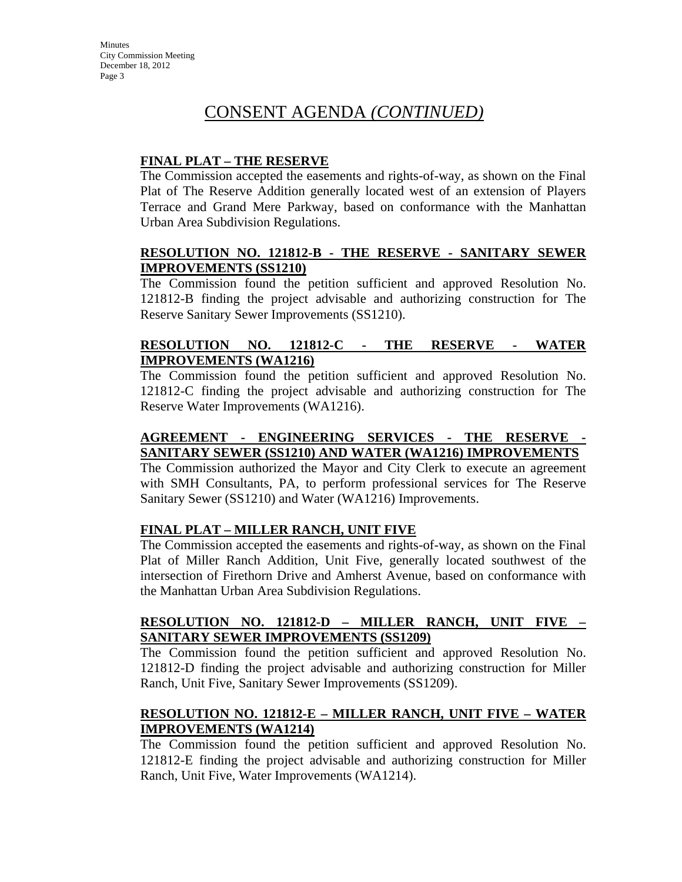# CONSENT AGENDA *(CONTINUED)*

**FINAL PLAT – THE RESERVE**

The Commission accepted the easements and rights-of-way, as shown on the Final Plat of The Reserve Addition generally located west of an extension of Players Terrace and Grand Mere Parkway, based on conformance with the Manhattan Urban Area Subdivision Regulations.

**RESOLUTION NO. 121812-B - THE RESERVE - SANITARY SEWER IMPROVEMENTS (SS1210)**

The Commission found the petition sufficient and approved Resolution No. 121812-B finding the project advisable and authorizing construction for The Reserve Sanitary Sewer Improvements (SS1210).

**RESOLUTION NO. 121812-C - THE RESERVE - WATER IMPROVEMENTS (WA1216)**

The Commission found the petition sufficient and approved Resolution No. 121812-C finding the project advisable and authorizing construction for The Reserve Water Improvements (WA1216).

**AGREEMENT - ENGINEERING SERVICES - THE RESERVE - SANITARY SEWER (SS1210) AND WATER (WA1216) IMPROVEMENTS**

The Commission authorized the Mayor and City Clerk to execute an agreement with SMH Consultants, PA, to perform professional services for The Reserve Sanitary Sewer (SS1210) and Water (WA1216) Improvements.

**FINAL PLAT – MILLER RANCH, UNIT FIVE**

The Commission accepted the easements and rights-of-way, as shown on the Final Plat of Miller Ranch Addition, Unit Five, generally located southwest of the intersection of Firethorn Drive and Amherst Avenue, based on conformance with the Manhattan Urban Area Subdivision Regulations.

**RESOLUTION NO. 121812-D – MILLER RANCH, UNIT FIVE – SANITARY SEWER IMPROVEMENTS (SS1209)**

The Commission found the petition sufficient and approved Resolution No. 121812-D finding the project advisable and authorizing construction for Miller Ranch, Unit Five, Sanitary Sewer Improvements (SS1209).

**RESOLUTION NO. 121812-E – MILLER RANCH, UNIT FIVE – WATER IMPROVEMENTS (WA1214)**

The Commission found the petition sufficient and approved Resolution No. 121812-E finding the project advisable and authorizing construction for Miller Ranch, Unit Five, Water Improvements (WA1214).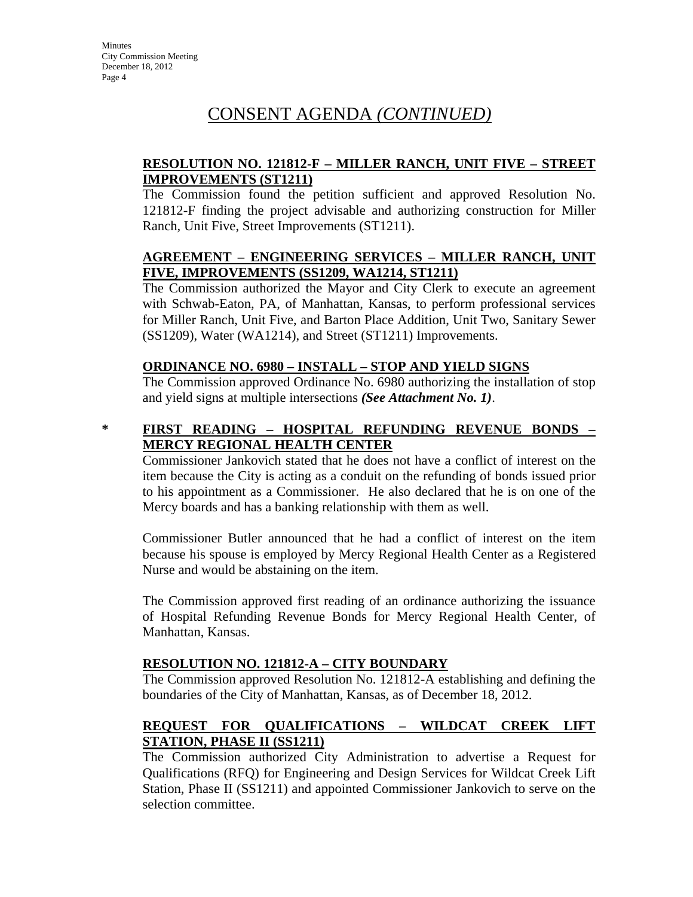# CONSENT AGENDA *(CONTINUED)*

**RESOLUTION NO. 121812-F – MILLER RANCH, UNIT FIVE – STREET IMPROVEMENTS (ST1211)**

The Commission found the petition sufficient and approved Resolution No. 121812-F finding the project advisable and authorizing construction for Miller Ranch, Unit Five, Street Improvements (ST1211).

**AGREEMENT – ENGINEERING SERVICES – MILLER RANCH, UNIT FIVE, IMPROVEMENTS (SS1209, WA1214, ST1211)**

The Commission authorized the Mayor and City Clerk to execute an agreement with Schwab-Eaton, PA, of Manhattan, Kansas, to perform professional services for Miller Ranch, Unit Five, and Barton Place Addition, Unit Two, Sanitary Sewer (SS1209), Water (WA1214), and Street (ST1211) Improvements.

**ORDINANCE NO. 6980 – INSTALL – STOP AND YIELD SIGNS**

The Commission approved Ordinance No. 6980 authorizing the installation of stop and yield signs at multiple intersections ***(See Attachment No. 1)***.

\* **FIRST READING – HOSPITAL REFUNDING REVENUE BONDS – MERCY REGIONAL HEALTH CENTER**

Commissioner Jankovich stated that he does not have a conflict of interest on the item because the City is acting as a conduit on the refunding of bonds issued prior to his appointment as a Commissioner. He also declared that he is on one of the Mercy boards and has a banking relationship with them as well.

Commissioner Butler announced that he had a conflict of interest on the item because his spouse is employed by Mercy Regional Health Center as a Registered Nurse and would be abstaining on the item.

The Commission approved first reading of an ordinance authorizing the issuance of Hospital Refunding Revenue Bonds for Mercy Regional Health Center, of Manhattan, Kansas.

**RESOLUTION NO. 121812-A – CITY BOUNDARY**

The Commission approved Resolution No. 121812-A establishing and defining the boundaries of the City of Manhattan, Kansas, as of December 18, 2012.

**REQUEST FOR QUALIFICATIONS – WILDCAT CREEK LIFT STATION, PHASE II (SS1211)**

The Commission authorized City Administration to advertise a Request for Qualifications (RFQ) for Engineering and Design Services for Wildcat Creek Lift Station, Phase II (SS1211) and appointed Commissioner Jankovich to serve on the selection committee.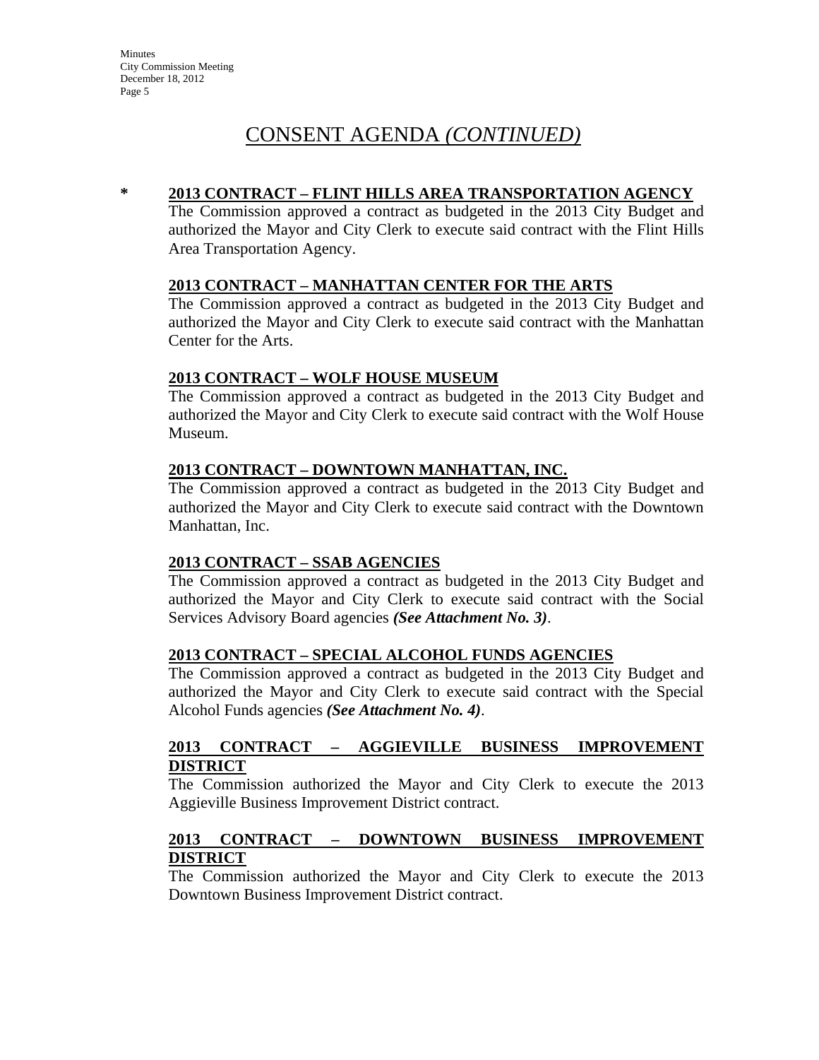# CONSENT AGENDA *(CONTINUED)*

**\*** **2013 CONTRACT – FLINT HILLS AREA TRANSPORTATION AGENCY**

The Commission approved a contract as budgeted in the 2013 City Budget and authorized the Mayor and City Clerk to execute said contract with the Flint Hills Area Transportation Agency.

**2013 CONTRACT – MANHATTAN CENTER FOR THE ARTS**

The Commission approved a contract as budgeted in the 2013 City Budget and authorized the Mayor and City Clerk to execute said contract with the Manhattan Center for the Arts.

**2013 CONTRACT – WOLF HOUSE MUSEUM**

The Commission approved a contract as budgeted in the 2013 City Budget and authorized the Mayor and City Clerk to execute said contract with the Wolf House Museum.

**2013 CONTRACT – DOWNTOWN MANHATTAN, INC.**

The Commission approved a contract as budgeted in the 2013 City Budget and authorized the Mayor and City Clerk to execute said contract with the Downtown Manhattan, Inc.

**2013 CONTRACT – SSAB AGENCIES**

The Commission approved a contract as budgeted in the 2013 City Budget and authorized the Mayor and City Clerk to execute said contract with the Social Services Advisory Board agencies ***(See Attachment No. 3)***.

**2013 CONTRACT – SPECIAL ALCOHOL FUNDS AGENCIES**

The Commission approved a contract as budgeted in the 2013 City Budget and authorized the Mayor and City Clerk to execute said contract with the Special Alcohol Funds agencies ***(See Attachment No. 4)***.

**2013 CONTRACT – AGGIEVILLE BUSINESS IMPROVEMENT DISTRICT**

The Commission authorized the Mayor and City Clerk to execute the 2013 Aggieville Business Improvement District contract.

**2013 CONTRACT – DOWNTOWN BUSINESS IMPROVEMENT DISTRICT**

The Commission authorized the Mayor and City Clerk to execute the 2013 Downtown Business Improvement District contract.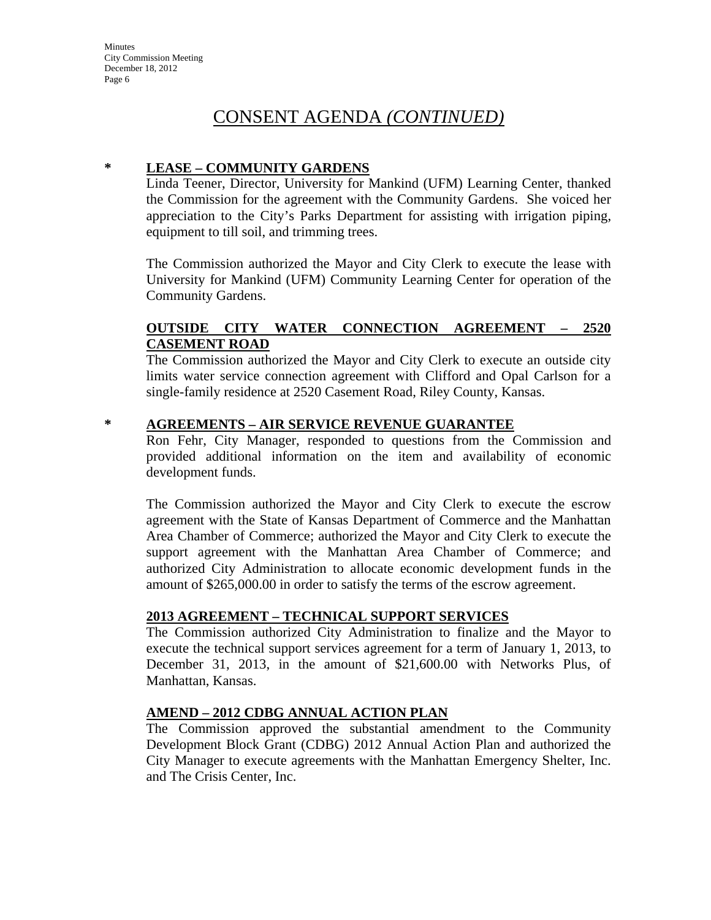# CONSENT AGENDA *(CONTINUED)*

**\* LEASE – COMMUNITY GARDENS**

Linda Teener, Director, University for Mankind (UFM) Learning Center, thanked the Commission for the agreement with the Community Gardens. She voiced her appreciation to the City's Parks Department for assisting with irrigation piping, equipment to till soil, and trimming trees.

The Commission authorized the Mayor and City Clerk to execute the lease with University for Mankind (UFM) Community Learning Center for operation of the Community Gardens.

**OUTSIDE CITY WATER CONNECTION AGREEMENT – 2520 CASEMENT ROAD**

The Commission authorized the Mayor and City Clerk to execute an outside city limits water service connection agreement with Clifford and Opal Carlson for a single-family residence at 2520 Casement Road, Riley County, Kansas.

**\* AGREEMENTS – AIR SERVICE REVENUE GUARANTEE**

Ron Fehr, City Manager, responded to questions from the Commission and provided additional information on the item and availability of economic development funds.

The Commission authorized the Mayor and City Clerk to execute the escrow agreement with the State of Kansas Department of Commerce and the Manhattan Area Chamber of Commerce; authorized the Mayor and City Clerk to execute the support agreement with the Manhattan Area Chamber of Commerce; and authorized City Administration to allocate economic development funds in the amount of $265,000.00 in order to satisfy the terms of the escrow agreement.

**2013 AGREEMENT – TECHNICAL SUPPORT SERVICES**

The Commission authorized City Administration to finalize and the Mayor to execute the technical support services agreement for a term of January 1, 2013, to December 31, 2013, in the amount of $21,600.00 with Networks Plus, of Manhattan, Kansas.

**AMEND – 2012 CDBG ANNUAL ACTION PLAN**

The Commission approved the substantial amendment to the Community Development Block Grant (CDBG) 2012 Annual Action Plan and authorized the City Manager to execute agreements with the Manhattan Emergency Shelter, Inc. and The Crisis Center, Inc.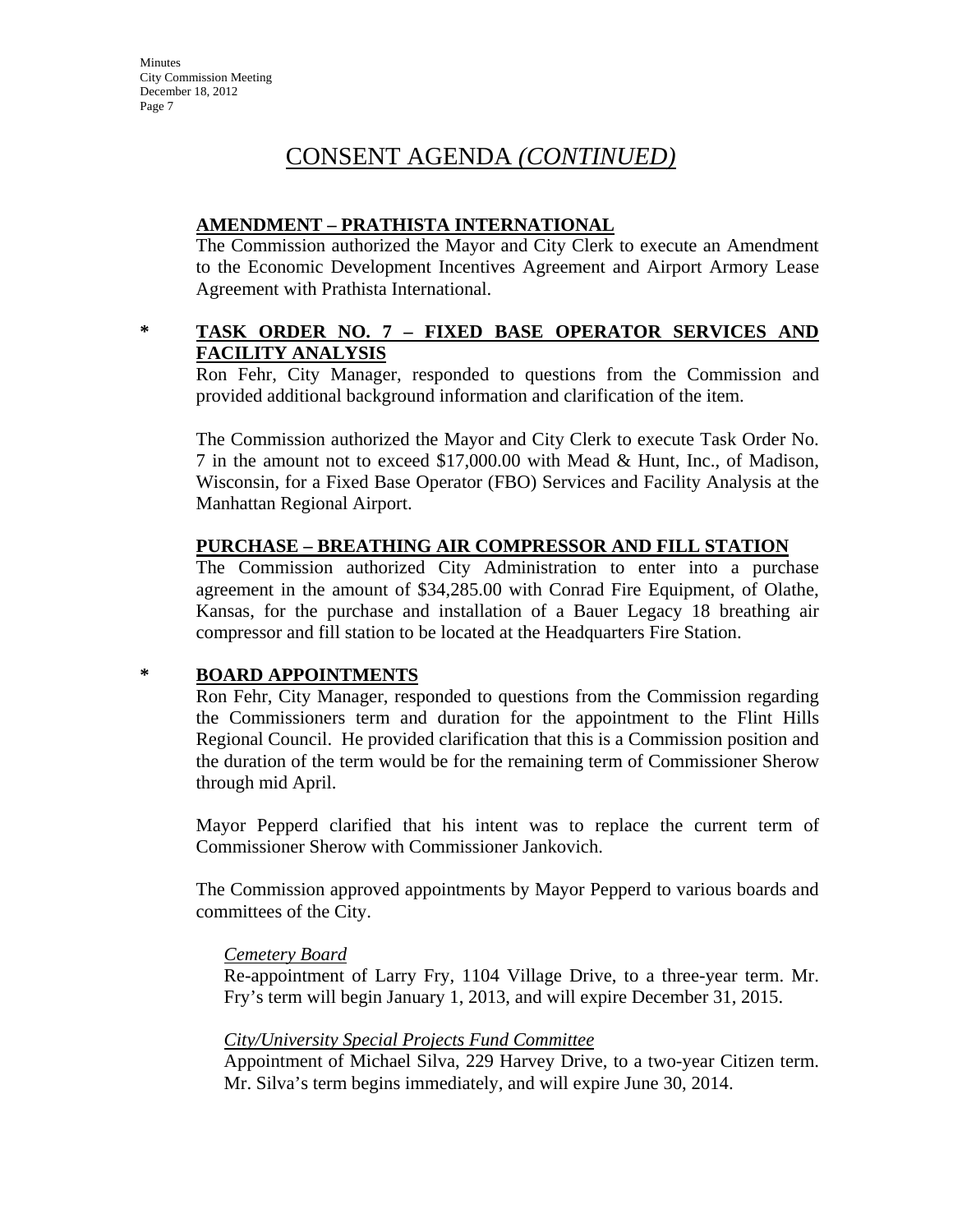# CONSENT AGENDA *(CONTINUED)*

**AMENDMENT – PRATHISTA INTERNATIONAL**

The Commission authorized the Mayor and City Clerk to execute an Amendment to the Economic Development Incentives Agreement and Airport Armory Lease Agreement with Prathista International.

\* **TASK ORDER NO. 7 – FIXED BASE OPERATOR SERVICES AND FACILITY ANALYSIS**

Ron Fehr, City Manager, responded to questions from the Commission and provided additional background information and clarification of the item.

The Commission authorized the Mayor and City Clerk to execute Task Order No. 7 in the amount not to exceed $17,000.00 with Mead & Hunt, Inc., of Madison, Wisconsin, for a Fixed Base Operator (FBO) Services and Facility Analysis at the Manhattan Regional Airport.

**PURCHASE – BREATHING AIR COMPRESSOR AND FILL STATION**

The Commission authorized City Administration to enter into a purchase agreement in the amount of $34,285.00 with Conrad Fire Equipment, of Olathe, Kansas, for the purchase and installation of a Bauer Legacy 18 breathing air compressor and fill station to be located at the Headquarters Fire Station.

\* **BOARD APPOINTMENTS**

Ron Fehr, City Manager, responded to questions from the Commission regarding the Commissioners term and duration for the appointment to the Flint Hills Regional Council. He provided clarification that this is a Commission position and the duration of the term would be for the remaining term of Commissioner Sherow through mid April.

Mayor Pepperd clarified that his intent was to replace the current term of Commissioner Sherow with Commissioner Jankovich.

The Commission approved appointments by Mayor Pepperd to various boards and committees of the City.

*Cemetery Board*

Re-appointment of Larry Fry, 1104 Village Drive, to a three-year term. Mr. Fry's term will begin January 1, 2013, and will expire December 31, 2015.

*City/University Special Projects Fund Committee*

Appointment of Michael Silva, 229 Harvey Drive, to a two-year Citizen term. Mr. Silva's term begins immediately, and will expire June 30, 2014.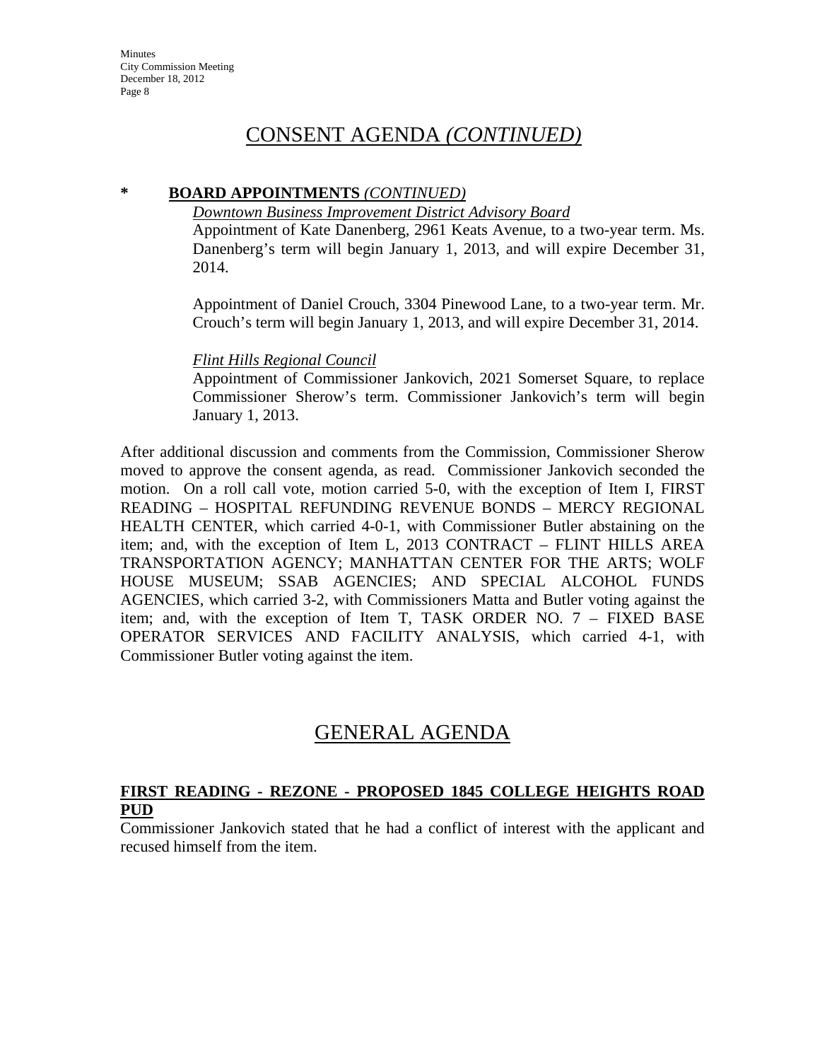## CONSENT AGENDA *(CONTINUED)*

**\*　BOARD APPOINTMENTS** *(CONTINUED)*

*Downtown Business Improvement District Advisory Board*

Appointment of Kate Danenberg, 2961 Keats Avenue, to a two-year term. Ms. Danenberg's term will begin January 1, 2013, and will expire December 31, 2014.

Appointment of Daniel Crouch, 3304 Pinewood Lane, to a two-year term. Mr. Crouch's term will begin January 1, 2013, and will expire December 31, 2014.

*Flint Hills Regional Council*

Appointment of Commissioner Jankovich, 2021 Somerset Square, to replace Commissioner Sherow's term. Commissioner Jankovich's term will begin January 1, 2013.

After additional discussion and comments from the Commission, Commissioner Sherow moved to approve the consent agenda, as read. Commissioner Jankovich seconded the motion. On a roll call vote, motion carried 5-0, with the exception of Item I, FIRST READING – HOSPITAL REFUNDING REVENUE BONDS – MERCY REGIONAL HEALTH CENTER, which carried 4-0-1, with Commissioner Butler abstaining on the item; and, with the exception of Item L, 2013 CONTRACT – FLINT HILLS AREA TRANSPORTATION AGENCY; MANHATTAN CENTER FOR THE ARTS; WOLF HOUSE MUSEUM; SSAB AGENCIES; AND SPECIAL ALCOHOL FUNDS AGENCIES, which carried 3-2, with Commissioners Matta and Butler voting against the item; and, with the exception of Item T, TASK ORDER NO. 7 – FIXED BASE OPERATOR SERVICES AND FACILITY ANALYSIS, which carried 4-1, with Commissioner Butler voting against the item.

## GENERAL AGENDA

**FIRST READING - REZONE - PROPOSED 1845 COLLEGE HEIGHTS ROAD PUD**

Commissioner Jankovich stated that he had a conflict of interest with the applicant and recused himself from the item.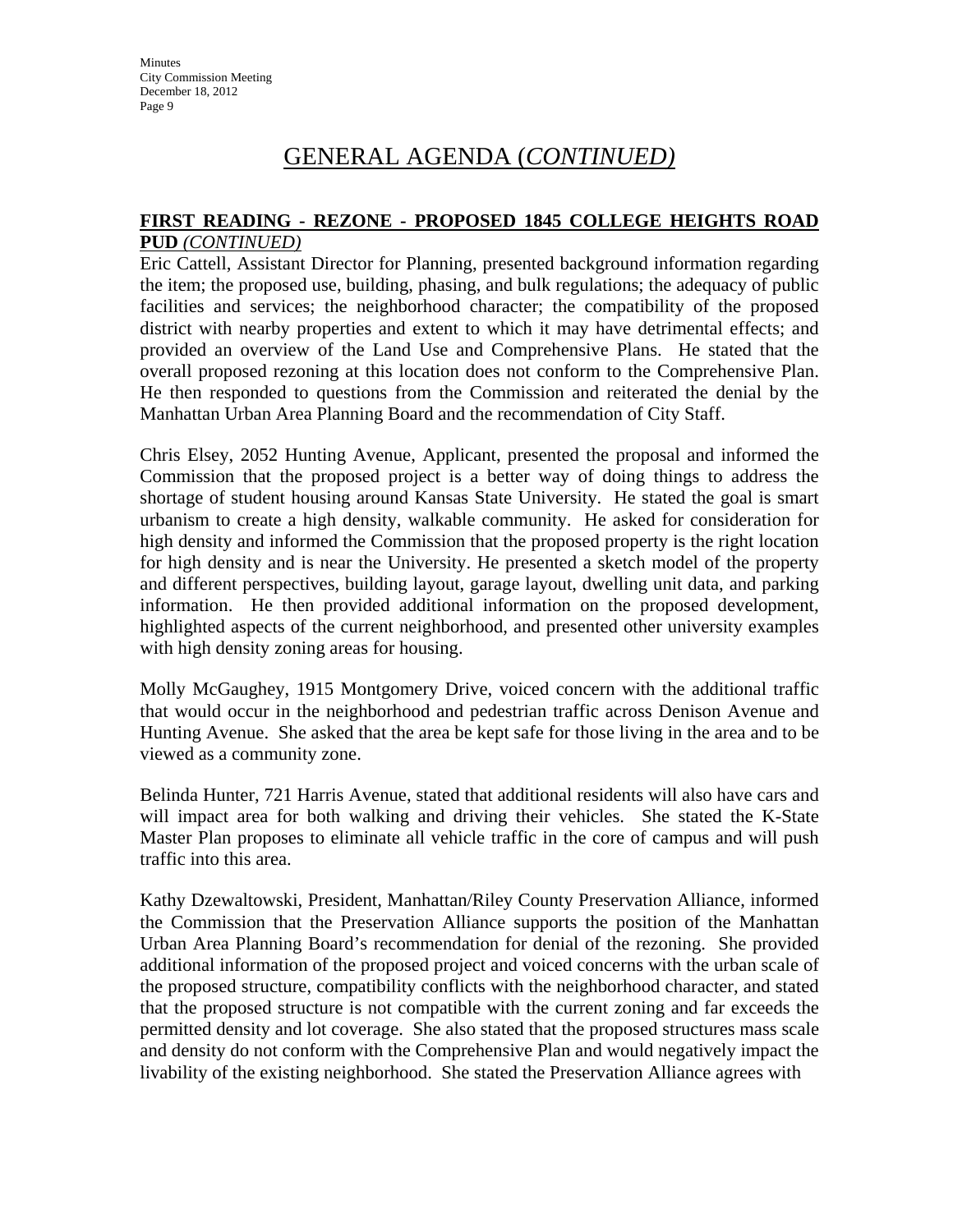# GENERAL AGENDA (*CONTINUED)*

**FIRST READING - REZONE - PROPOSED 1845 COLLEGE HEIGHTS ROAD PUD** *(CONTINUED)*

Eric Cattell, Assistant Director for Planning, presented background information regarding the item; the proposed use, building, phasing, and bulk regulations; the adequacy of public facilities and services; the neighborhood character; the compatibility of the proposed district with nearby properties and extent to which it may have detrimental effects; and provided an overview of the Land Use and Comprehensive Plans. He stated that the overall proposed rezoning at this location does not conform to the Comprehensive Plan. He then responded to questions from the Commission and reiterated the denial by the Manhattan Urban Area Planning Board and the recommendation of City Staff.

Chris Elsey, 2052 Hunting Avenue, Applicant, presented the proposal and informed the Commission that the proposed project is a better way of doing things to address the shortage of student housing around Kansas State University. He stated the goal is smart urbanism to create a high density, walkable community. He asked for consideration for high density and informed the Commission that the proposed property is the right location for high density and is near the University. He presented a sketch model of the property and different perspectives, building layout, garage layout, dwelling unit data, and parking information. He then provided additional information on the proposed development, highlighted aspects of the current neighborhood, and presented other university examples with high density zoning areas for housing.

Molly McGaughey, 1915 Montgomery Drive, voiced concern with the additional traffic that would occur in the neighborhood and pedestrian traffic across Denison Avenue and Hunting Avenue. She asked that the area be kept safe for those living in the area and to be viewed as a community zone.

Belinda Hunter, 721 Harris Avenue, stated that additional residents will also have cars and will impact area for both walking and driving their vehicles. She stated the K-State Master Plan proposes to eliminate all vehicle traffic in the core of campus and will push traffic into this area.

Kathy Dzewaltowski, President, Manhattan/Riley County Preservation Alliance, informed the Commission that the Preservation Alliance supports the position of the Manhattan Urban Area Planning Board's recommendation for denial of the rezoning. She provided additional information of the proposed project and voiced concerns with the urban scale of the proposed structure, compatibility conflicts with the neighborhood character, and stated that the proposed structure is not compatible with the current zoning and far exceeds the permitted density and lot coverage. She also stated that the proposed structures mass scale and density do not conform with the Comprehensive Plan and would negatively impact the livability of the existing neighborhood. She stated the Preservation Alliance agrees with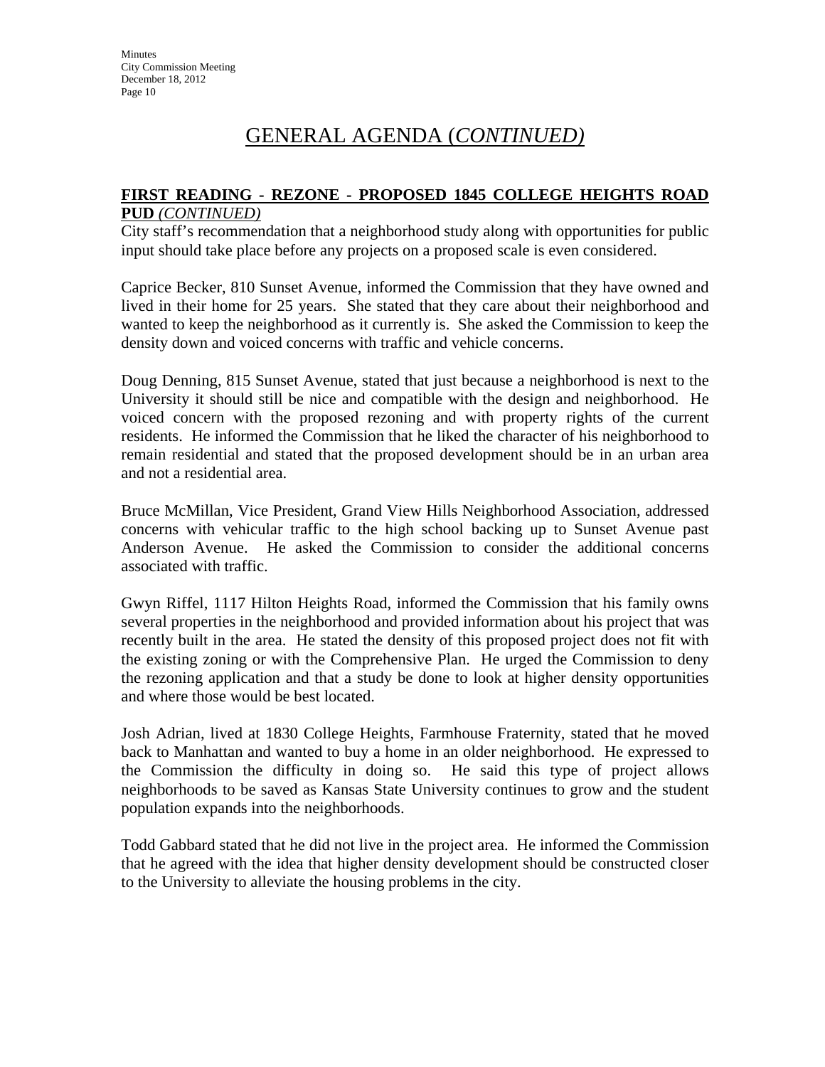# GENERAL AGENDA (*CONTINUED)*

**FIRST READING - REZONE - PROPOSED 1845 COLLEGE HEIGHTS ROAD PUD** *(CONTINUED)*

City staff's recommendation that a neighborhood study along with opportunities for public input should take place before any projects on a proposed scale is even considered.

Caprice Becker, 810 Sunset Avenue, informed the Commission that they have owned and lived in their home for 25 years. She stated that they care about their neighborhood and wanted to keep the neighborhood as it currently is. She asked the Commission to keep the density down and voiced concerns with traffic and vehicle concerns.

Doug Denning, 815 Sunset Avenue, stated that just because a neighborhood is next to the University it should still be nice and compatible with the design and neighborhood. He voiced concern with the proposed rezoning and with property rights of the current residents. He informed the Commission that he liked the character of his neighborhood to remain residential and stated that the proposed development should be in an urban area and not a residential area.

Bruce McMillan, Vice President, Grand View Hills Neighborhood Association, addressed concerns with vehicular traffic to the high school backing up to Sunset Avenue past Anderson Avenue. He asked the Commission to consider the additional concerns associated with traffic.

Gwyn Riffel, 1117 Hilton Heights Road, informed the Commission that his family owns several properties in the neighborhood and provided information about his project that was recently built in the area. He stated the density of this proposed project does not fit with the existing zoning or with the Comprehensive Plan. He urged the Commission to deny the rezoning application and that a study be done to look at higher density opportunities and where those would be best located.

Josh Adrian, lived at 1830 College Heights, Farmhouse Fraternity, stated that he moved back to Manhattan and wanted to buy a home in an older neighborhood. He expressed to the Commission the difficulty in doing so. He said this type of project allows neighborhoods to be saved as Kansas State University continues to grow and the student population expands into the neighborhoods.

Todd Gabbard stated that he did not live in the project area. He informed the Commission that he agreed with the idea that higher density development should be constructed closer to the University to alleviate the housing problems in the city.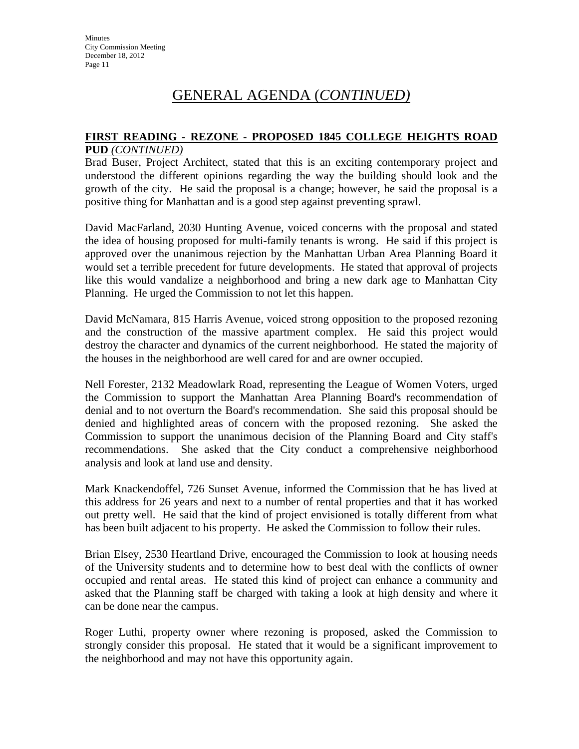# GENERAL AGENDA (*CONTINUED)*

**FIRST READING - REZONE - PROPOSED 1845 COLLEGE HEIGHTS ROAD PUD** *(CONTINUED)*

Brad Buser, Project Architect, stated that this is an exciting contemporary project and understood the different opinions regarding the way the building should look and the growth of the city. He said the proposal is a change; however, he said the proposal is a positive thing for Manhattan and is a good step against preventing sprawl.

David MacFarland, 2030 Hunting Avenue, voiced concerns with the proposal and stated the idea of housing proposed for multi-family tenants is wrong. He said if this project is approved over the unanimous rejection by the Manhattan Urban Area Planning Board it would set a terrible precedent for future developments. He stated that approval of projects like this would vandalize a neighborhood and bring a new dark age to Manhattan City Planning. He urged the Commission to not let this happen.

David McNamara, 815 Harris Avenue, voiced strong opposition to the proposed rezoning and the construction of the massive apartment complex. He said this project would destroy the character and dynamics of the current neighborhood. He stated the majority of the houses in the neighborhood are well cared for and are owner occupied.

Nell Forester, 2132 Meadowlark Road, representing the League of Women Voters, urged the Commission to support the Manhattan Area Planning Board's recommendation of denial and to not overturn the Board's recommendation. She said this proposal should be denied and highlighted areas of concern with the proposed rezoning. She asked the Commission to support the unanimous decision of the Planning Board and City staff's recommendations. She asked that the City conduct a comprehensive neighborhood analysis and look at land use and density.

Mark Knackendoffel, 726 Sunset Avenue, informed the Commission that he has lived at this address for 26 years and next to a number of rental properties and that it has worked out pretty well. He said that the kind of project envisioned is totally different from what has been built adjacent to his property. He asked the Commission to follow their rules.

Brian Elsey, 2530 Heartland Drive, encouraged the Commission to look at housing needs of the University students and to determine how to best deal with the conflicts of owner occupied and rental areas. He stated this kind of project can enhance a community and asked that the Planning staff be charged with taking a look at high density and where it can be done near the campus.

Roger Luthi, property owner where rezoning is proposed, asked the Commission to strongly consider this proposal. He stated that it would be a significant improvement to the neighborhood and may not have this opportunity again.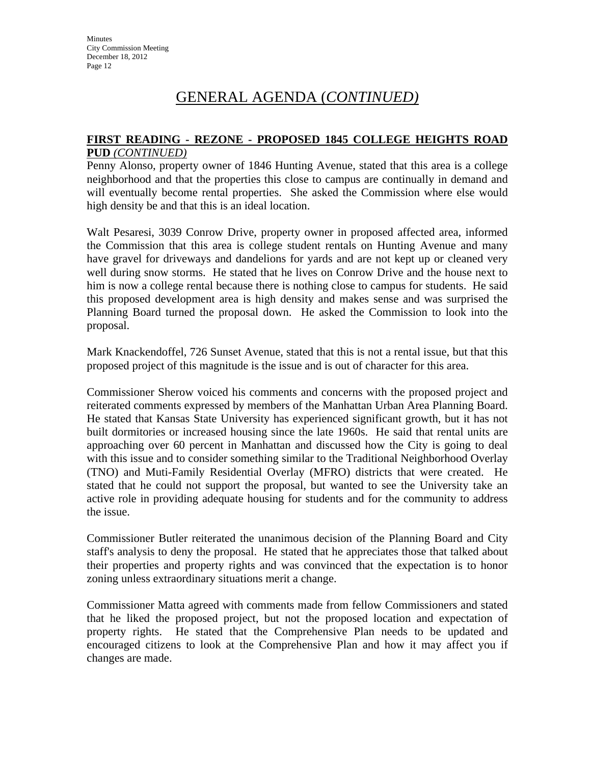# GENERAL AGENDA (*CONTINUED)*

**FIRST READING - REZONE - PROPOSED 1845 COLLEGE HEIGHTS ROAD PUD** *(CONTINUED)*

Penny Alonso, property owner of 1846 Hunting Avenue, stated that this area is a college neighborhood and that the properties this close to campus are continually in demand and will eventually become rental properties. She asked the Commission where else would high density be and that this is an ideal location.

Walt Pesaresi, 3039 Conrow Drive, property owner in proposed affected area, informed the Commission that this area is college student rentals on Hunting Avenue and many have gravel for driveways and dandelions for yards and are not kept up or cleaned very well during snow storms. He stated that he lives on Conrow Drive and the house next to him is now a college rental because there is nothing close to campus for students. He said this proposed development area is high density and makes sense and was surprised the Planning Board turned the proposal down. He asked the Commission to look into the proposal.

Mark Knackendoffel, 726 Sunset Avenue, stated that this is not a rental issue, but that this proposed project of this magnitude is the issue and is out of character for this area.

Commissioner Sherow voiced his comments and concerns with the proposed project and reiterated comments expressed by members of the Manhattan Urban Area Planning Board. He stated that Kansas State University has experienced significant growth, but it has not built dormitories or increased housing since the late 1960s. He said that rental units are approaching over 60 percent in Manhattan and discussed how the City is going to deal with this issue and to consider something similar to the Traditional Neighborhood Overlay (TNO) and Muti-Family Residential Overlay (MFRO) districts that were created. He stated that he could not support the proposal, but wanted to see the University take an active role in providing adequate housing for students and for the community to address the issue.

Commissioner Butler reiterated the unanimous decision of the Planning Board and City staff's analysis to deny the proposal. He stated that he appreciates those that talked about their properties and property rights and was convinced that the expectation is to honor zoning unless extraordinary situations merit a change.

Commissioner Matta agreed with comments made from fellow Commissioners and stated that he liked the proposed project, but not the proposed location and expectation of property rights. He stated that the Comprehensive Plan needs to be updated and encouraged citizens to look at the Comprehensive Plan and how it may affect you if changes are made.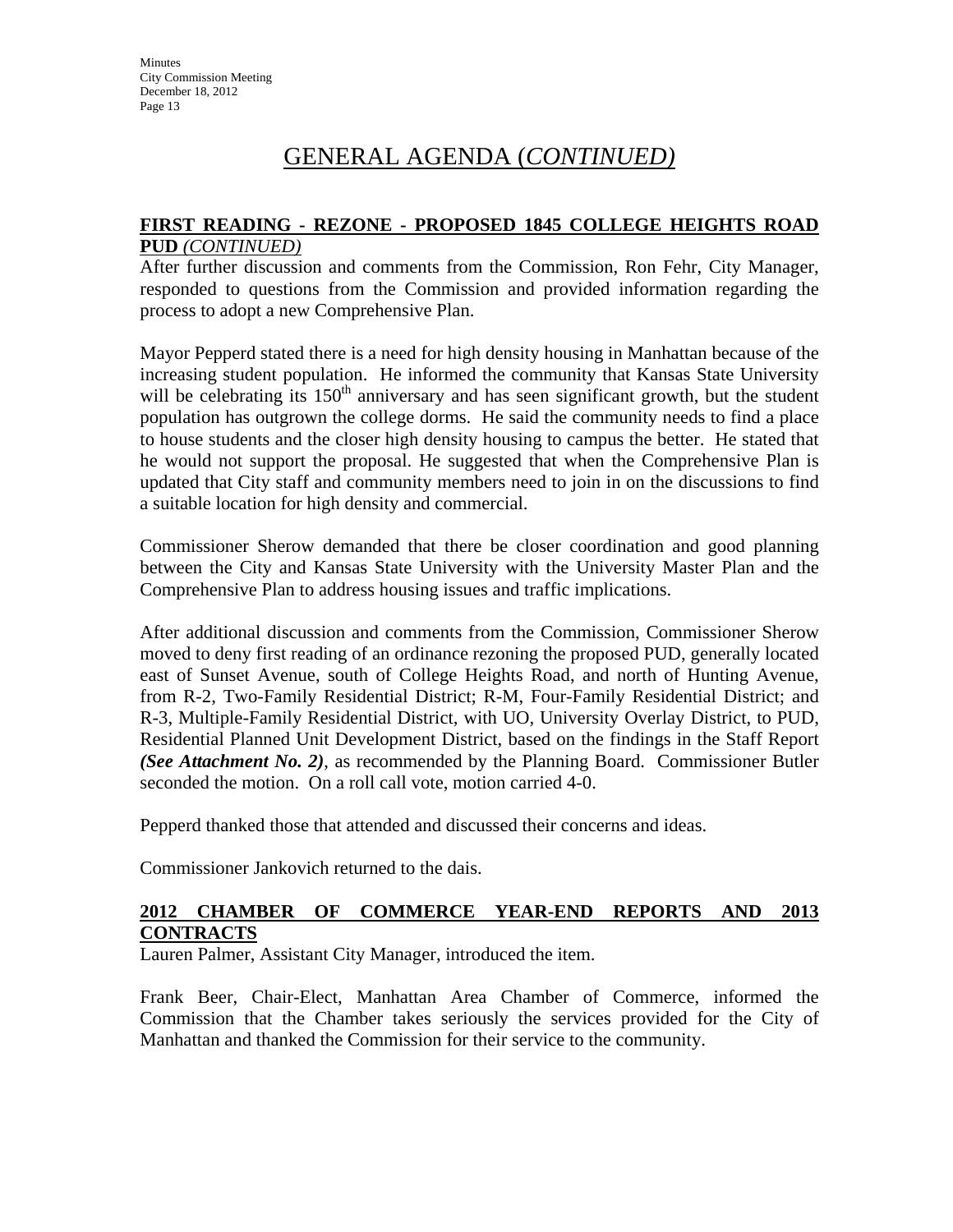# GENERAL AGENDA (*CONTINUED)*

**FIRST READING - REZONE - PROPOSED 1845 COLLEGE HEIGHTS ROAD PUD** *(CONTINUED)*

After further discussion and comments from the Commission, Ron Fehr, City Manager, responded to questions from the Commission and provided information regarding the process to adopt a new Comprehensive Plan.

Mayor Pepperd stated there is a need for high density housing in Manhattan because of the increasing student population. He informed the community that Kansas State University will be celebrating its 150th anniversary and has seen significant growth, but the student population has outgrown the college dorms. He said the community needs to find a place to house students and the closer high density housing to campus the better. He stated that he would not support the proposal. He suggested that when the Comprehensive Plan is updated that City staff and community members need to join in on the discussions to find a suitable location for high density and commercial.

Commissioner Sherow demanded that there be closer coordination and good planning between the City and Kansas State University with the University Master Plan and the Comprehensive Plan to address housing issues and traffic implications.

After additional discussion and comments from the Commission, Commissioner Sherow moved to deny first reading of an ordinance rezoning the proposed PUD, generally located east of Sunset Avenue, south of College Heights Road, and north of Hunting Avenue, from R-2, Two-Family Residential District; R-M, Four-Family Residential District; and R-3, Multiple-Family Residential District, with UO, University Overlay District, to PUD, Residential Planned Unit Development District, based on the findings in the Staff Report ***(See Attachment No. 2)***, as recommended by the Planning Board. Commissioner Butler seconded the motion. On a roll call vote, motion carried 4-0.

Pepperd thanked those that attended and discussed their concerns and ideas.

Commissioner Jankovich returned to the dais.

**2012 CHAMBER OF COMMERCE YEAR-END REPORTS AND 2013 CONTRACTS**

Lauren Palmer, Assistant City Manager, introduced the item.

Frank Beer, Chair-Elect, Manhattan Area Chamber of Commerce, informed the Commission that the Chamber takes seriously the services provided for the City of Manhattan and thanked the Commission for their service to the community.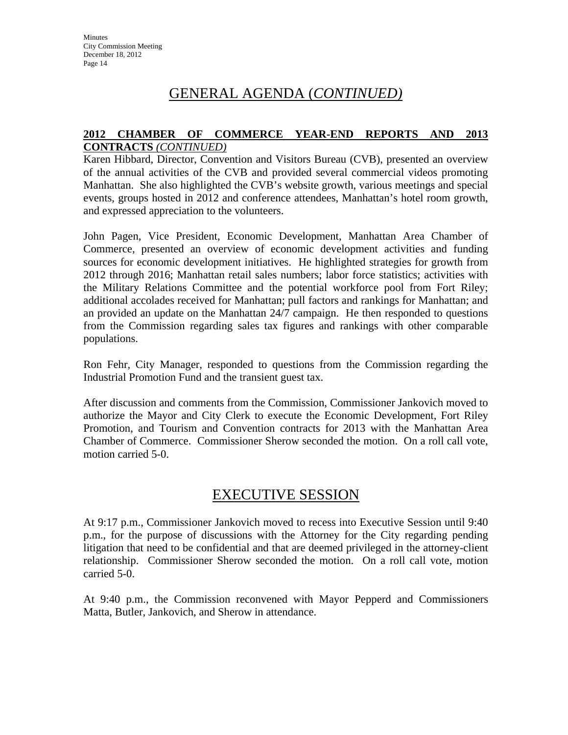# GENERAL AGENDA (*CONTINUED)*

**2012 CHAMBER OF COMMERCE YEAR-END REPORTS AND 2013 CONTRACTS** *(CONTINUED)*

Karen Hibbard, Director, Convention and Visitors Bureau (CVB), presented an overview of the annual activities of the CVB and provided several commercial videos promoting Manhattan. She also highlighted the CVB's website growth, various meetings and special events, groups hosted in 2012 and conference attendees, Manhattan's hotel room growth, and expressed appreciation to the volunteers.

John Pagen, Vice President, Economic Development, Manhattan Area Chamber of Commerce, presented an overview of economic development activities and funding sources for economic development initiatives. He highlighted strategies for growth from 2012 through 2016; Manhattan retail sales numbers; labor force statistics; activities with the Military Relations Committee and the potential workforce pool from Fort Riley; additional accolades received for Manhattan; pull factors and rankings for Manhattan; and an provided an update on the Manhattan 24/7 campaign. He then responded to questions from the Commission regarding sales tax figures and rankings with other comparable populations.

Ron Fehr, City Manager, responded to questions from the Commission regarding the Industrial Promotion Fund and the transient guest tax.

After discussion and comments from the Commission, Commissioner Jankovich moved to authorize the Mayor and City Clerk to execute the Economic Development, Fort Riley Promotion, and Tourism and Convention contracts for 2013 with the Manhattan Area Chamber of Commerce. Commissioner Sherow seconded the motion. On a roll call vote, motion carried 5-0.

# EXECUTIVE SESSION

At 9:17 p.m., Commissioner Jankovich moved to recess into Executive Session until 9:40 p.m., for the purpose of discussions with the Attorney for the City regarding pending litigation that need to be confidential and that are deemed privileged in the attorney-client relationship. Commissioner Sherow seconded the motion. On a roll call vote, motion carried 5-0.

At 9:40 p.m., the Commission reconvened with Mayor Pepperd and Commissioners Matta, Butler, Jankovich, and Sherow in attendance.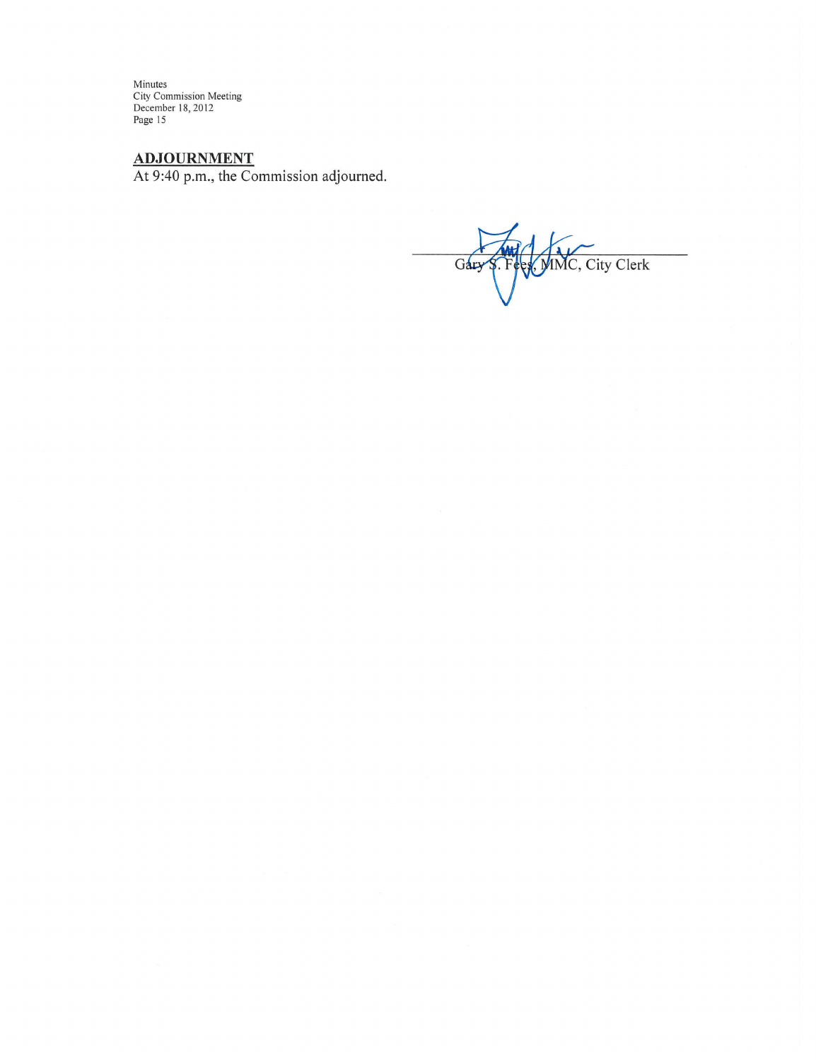## ADJOURNMENT

At 9:40 p.m., the Commission adjourned.

Gary S. Fees, MMC, City Clerk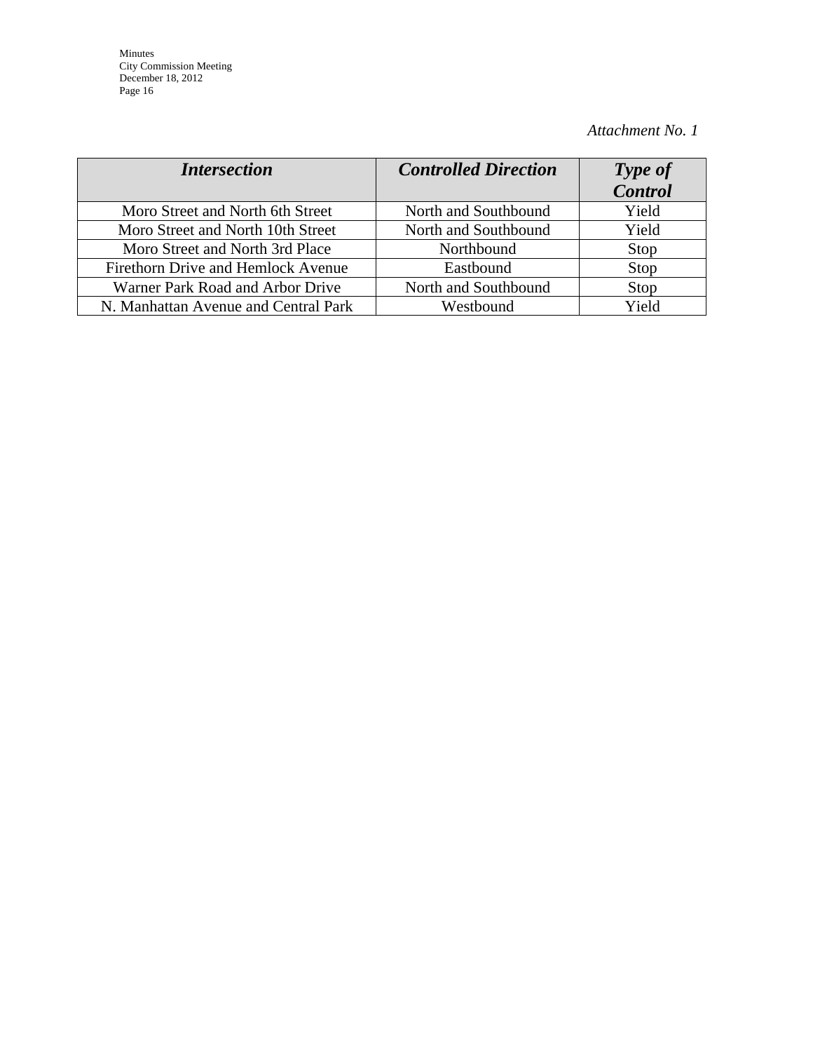*Attachment No. 1*

| ***Intersection*** | ***Controlled Direction*** | ***Type of Control*** |
|---|---|---|
| Moro Street and North 6th Street | North and Southbound | Yield |
| Moro Street and North 10th Street | North and Southbound | Yield |
| Moro Street and North 3rd Place | Northbound | Stop |
| Firethorn Drive and Hemlock Avenue | Eastbound | Stop |
| Warner Park Road and Arbor Drive | North and Southbound | Stop |
| N. Manhattan Avenue and Central Park | Westbound | Yield |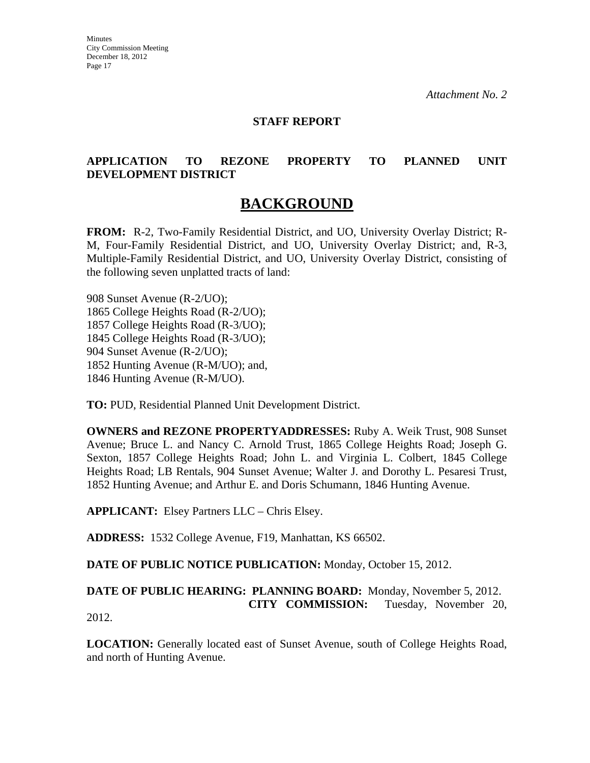*Attachment No. 2*

**STAFF REPORT**

**APPLICATION TO REZONE PROPERTY TO PLANNED UNIT DEVELOPMENT DISTRICT**

# BACKGROUND

**FROM:** R-2, Two-Family Residential District, and UO, University Overlay District; R-M, Four-Family Residential District, and UO, University Overlay District; and, R-3, Multiple-Family Residential District, and UO, University Overlay District, consisting of the following seven unplatted tracts of land:

908 Sunset Avenue (R-2/UO);
1865 College Heights Road (R-2/UO);
1857 College Heights Road (R-3/UO);
1845 College Heights Road (R-3/UO);
904 Sunset Avenue (R-2/UO);
1852 Hunting Avenue (R-M/UO); and,
1846 Hunting Avenue (R-M/UO).

**TO:** PUD, Residential Planned Unit Development District.

**OWNERS and REZONE PROPERTYADDRESSES:** Ruby A. Weik Trust, 908 Sunset Avenue; Bruce L. and Nancy C. Arnold Trust, 1865 College Heights Road; Joseph G. Sexton, 1857 College Heights Road; John L. and Virginia L. Colbert, 1845 College Heights Road; LB Rentals, 904 Sunset Avenue; Walter J. and Dorothy L. Pesaresi Trust, 1852 Hunting Avenue; and Arthur E. and Doris Schumann, 1846 Hunting Avenue.

**APPLICANT:** Elsey Partners LLC – Chris Elsey.

**ADDRESS:** 1532 College Avenue, F19, Manhattan, KS 66502.

**DATE OF PUBLIC NOTICE PUBLICATION:** Monday, October 15, 2012.

**DATE OF PUBLIC HEARING: PLANNING BOARD:** Monday, November 5, 2012.
**CITY COMMISSION:** Tuesday, November 20, 2012.

**LOCATION:** Generally located east of Sunset Avenue, south of College Heights Road, and north of Hunting Avenue.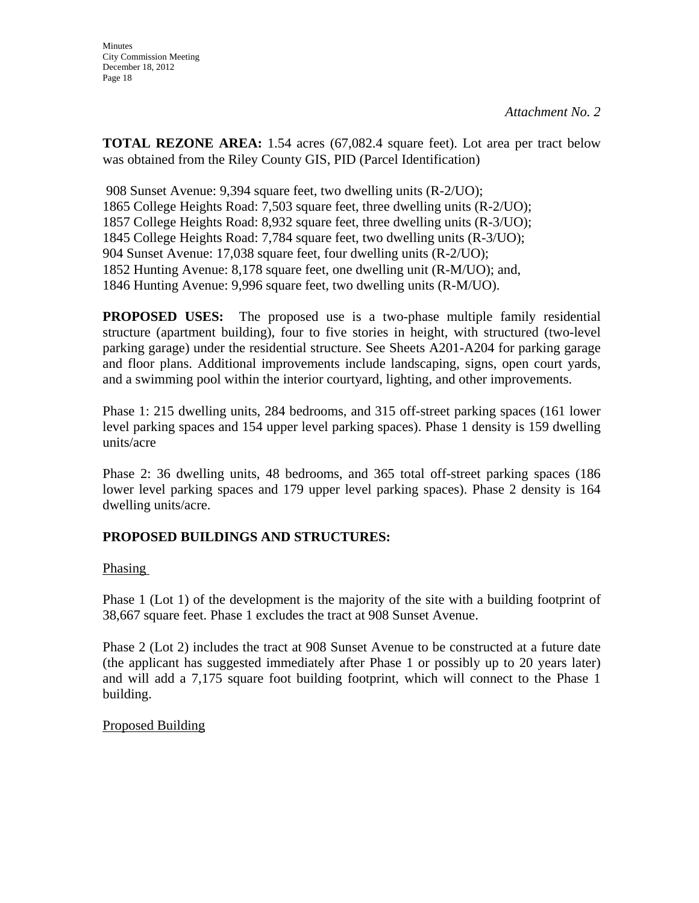*Attachment No. 2*

**TOTAL REZONE AREA:** 1.54 acres (67,082.4 square feet). Lot area per tract below was obtained from the Riley County GIS, PID (Parcel Identification)

908 Sunset Avenue: 9,394 square feet, two dwelling units (R-2/UO);
1865 College Heights Road: 7,503 square feet, three dwelling units (R-2/UO);
1857 College Heights Road: 8,932 square feet, three dwelling units (R-3/UO);
1845 College Heights Road: 7,784 square feet, two dwelling units (R-3/UO);
904 Sunset Avenue: 17,038 square feet, four dwelling units (R-2/UO);
1852 Hunting Avenue: 8,178 square feet, one dwelling unit (R-M/UO); and,
1846 Hunting Avenue: 9,996 square feet, two dwelling units (R-M/UO).

**PROPOSED USES:** The proposed use is a two-phase multiple family residential structure (apartment building), four to five stories in height, with structured (two-level parking garage) under the residential structure. See Sheets A201-A204 for parking garage and floor plans. Additional improvements include landscaping, signs, open court yards, and a swimming pool within the interior courtyard, lighting, and other improvements.

Phase 1: 215 dwelling units, 284 bedrooms, and 315 off-street parking spaces (161 lower level parking spaces and 154 upper level parking spaces). Phase 1 density is 159 dwelling units/acre

Phase 2: 36 dwelling units, 48 bedrooms, and 365 total off-street parking spaces (186 lower level parking spaces and 179 upper level parking spaces). Phase 2 density is 164 dwelling units/acre.

**PROPOSED BUILDINGS AND STRUCTURES:**

Phasing

Phase 1 (Lot 1) of the development is the majority of the site with a building footprint of 38,667 square feet. Phase 1 excludes the tract at 908 Sunset Avenue.

Phase 2 (Lot 2) includes the tract at 908 Sunset Avenue to be constructed at a future date (the applicant has suggested immediately after Phase 1 or possibly up to 20 years later) and will add a 7,175 square foot building footprint, which will connect to the Phase 1 building.

Proposed Building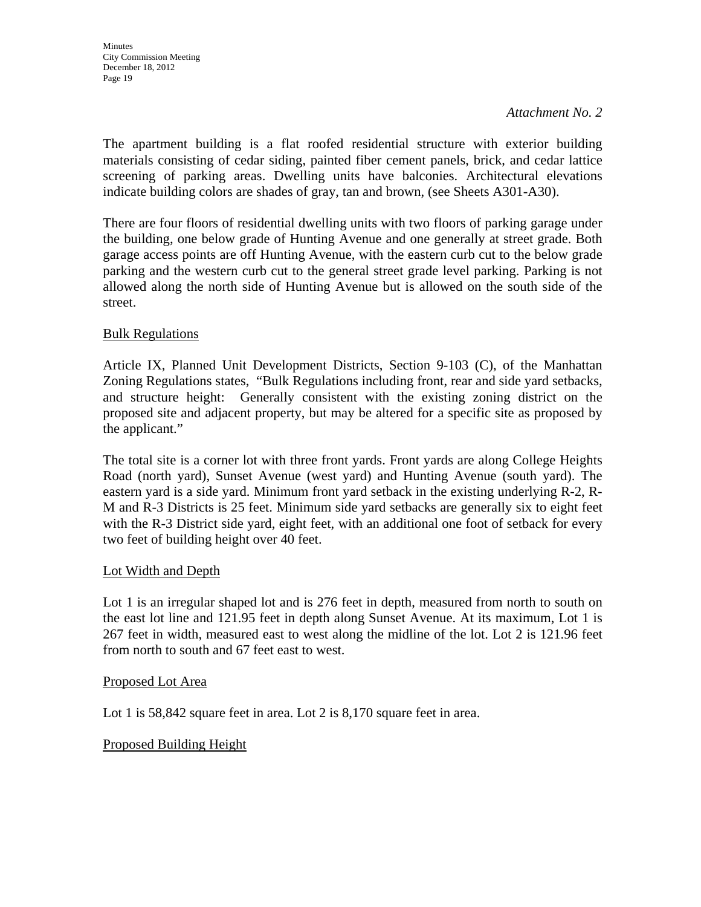*Attachment No. 2*

The apartment building is a flat roofed residential structure with exterior building materials consisting of cedar siding, painted fiber cement panels, brick, and cedar lattice screening of parking areas. Dwelling units have balconies. Architectural elevations indicate building colors are shades of gray, tan and brown, (see Sheets A301-A30).

There are four floors of residential dwelling units with two floors of parking garage under the building, one below grade of Hunting Avenue and one generally at street grade. Both garage access points are off Hunting Avenue, with the eastern curb cut to the below grade parking and the western curb cut to the general street grade level parking. Parking is not allowed along the north side of Hunting Avenue but is allowed on the south side of the street.

<u>Bulk Regulations</u>

Article IX, Planned Unit Development Districts, Section 9-103 (C), of the Manhattan Zoning Regulations states, "Bulk Regulations including front, rear and side yard setbacks, and structure height: Generally consistent with the existing zoning district on the proposed site and adjacent property, but may be altered for a specific site as proposed by the applicant."

The total site is a corner lot with three front yards. Front yards are along College Heights Road (north yard), Sunset Avenue (west yard) and Hunting Avenue (south yard). The eastern yard is a side yard. Minimum front yard setback in the existing underlying R-2, R-M and R-3 Districts is 25 feet. Minimum side yard setbacks are generally six to eight feet with the R-3 District side yard, eight feet, with an additional one foot of setback for every two feet of building height over 40 feet.

<u>Lot Width and Depth</u>

Lot 1 is an irregular shaped lot and is 276 feet in depth, measured from north to south on the east lot line and 121.95 feet in depth along Sunset Avenue. At its maximum, Lot 1 is 267 feet in width, measured east to west along the midline of the lot. Lot 2 is 121.96 feet from north to south and 67 feet east to west.

<u>Proposed Lot Area</u>

Lot 1 is 58,842 square feet in area. Lot 2 is 8,170 square feet in area.

<u>Proposed Building Height</u>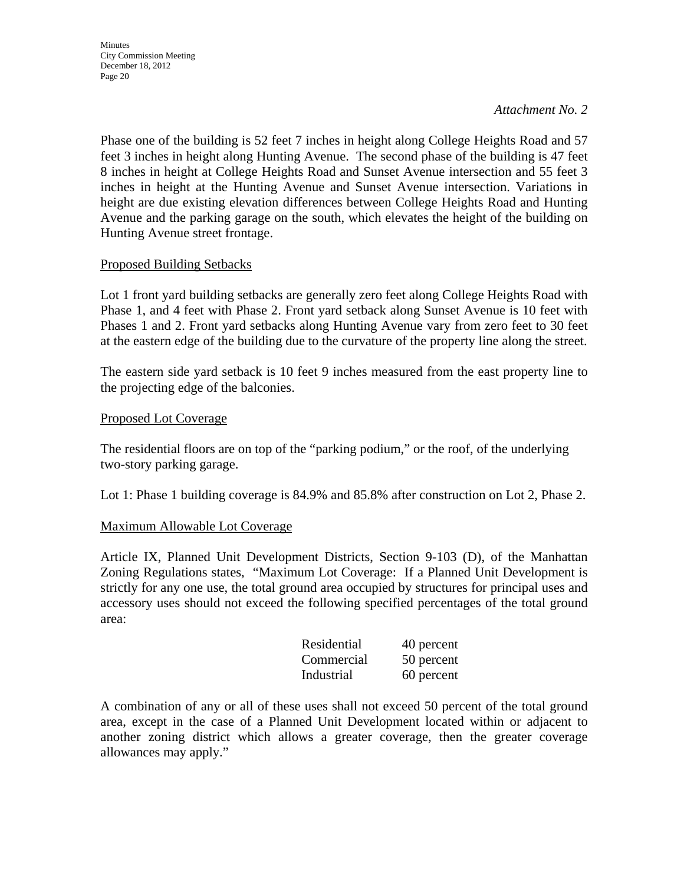*Attachment No. 2*

Phase one of the building is 52 feet 7 inches in height along College Heights Road and 57 feet 3 inches in height along Hunting Avenue. The second phase of the building is 47 feet 8 inches in height at College Heights Road and Sunset Avenue intersection and 55 feet 3 inches in height at the Hunting Avenue and Sunset Avenue intersection. Variations in height are due existing elevation differences between College Heights Road and Hunting Avenue and the parking garage on the south, which elevates the height of the building on Hunting Avenue street frontage.

Proposed Building Setbacks

Lot 1 front yard building setbacks are generally zero feet along College Heights Road with Phase 1, and 4 feet with Phase 2. Front yard setback along Sunset Avenue is 10 feet with Phases 1 and 2. Front yard setbacks along Hunting Avenue vary from zero feet to 30 feet at the eastern edge of the building due to the curvature of the property line along the street.

The eastern side yard setback is 10 feet 9 inches measured from the east property line to the projecting edge of the balconies.

Proposed Lot Coverage

The residential floors are on top of the "parking podium," or the roof, of the underlying two-story parking garage.

Lot 1: Phase 1 building coverage is 84.9% and 85.8% after construction on Lot 2, Phase 2.

Maximum Allowable Lot Coverage

Article IX, Planned Unit Development Districts, Section 9-103 (D), of the Manhattan Zoning Regulations states, "Maximum Lot Coverage: If a Planned Unit Development is strictly for any one use, the total ground area occupied by structures for principal uses and accessory uses should not exceed the following specified percentages of the total ground area:

| | |
|---|---|
| Residential | 40 percent |
| Commercial | 50 percent |
| Industrial | 60 percent |

A combination of any or all of these uses shall not exceed 50 percent of the total ground area, except in the case of a Planned Unit Development located within or adjacent to another zoning district which allows a greater coverage, then the greater coverage allowances may apply."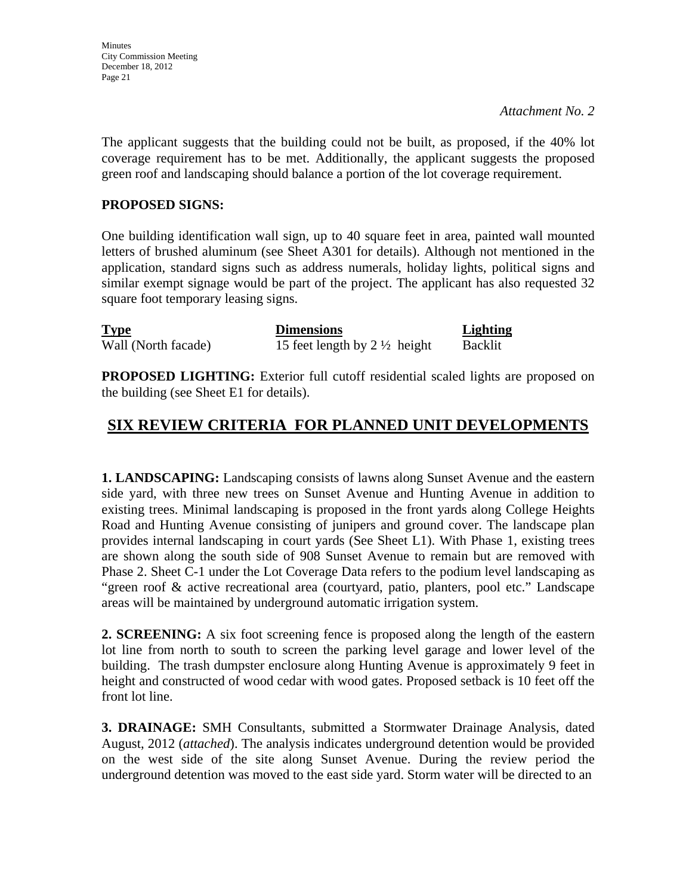*Attachment No. 2*

The applicant suggests that the building could not be built, as proposed, if the 40% lot coverage requirement has to be met. Additionally, the applicant suggests the proposed green roof and landscaping should balance a portion of the lot coverage requirement.

**PROPOSED SIGNS:**

One building identification wall sign, up to 40 square feet in area, painted wall mounted letters of brushed aluminum (see Sheet A301 for details). Although not mentioned in the application, standard signs such as address numerals, holiday lights, political signs and similar exempt signage would be part of the project. The applicant has also requested 32 square foot temporary leasing signs.

| Type | Dimensions | Lighting |
|---|---|---|
| Wall (North facade) | 15 feet length by 2 ½ height | Backlit |

**PROPOSED LIGHTING:** Exterior full cutoff residential scaled lights are proposed on the building (see Sheet E1 for details).

## SIX REVIEW CRITERIA FOR PLANNED UNIT DEVELOPMENTS

**1. LANDSCAPING:** Landscaping consists of lawns along Sunset Avenue and the eastern side yard, with three new trees on Sunset Avenue and Hunting Avenue in addition to existing trees. Minimal landscaping is proposed in the front yards along College Heights Road and Hunting Avenue consisting of junipers and ground cover. The landscape plan provides internal landscaping in court yards (See Sheet L1). With Phase 1, existing trees are shown along the south side of 908 Sunset Avenue to remain but are removed with Phase 2. Sheet C-1 under the Lot Coverage Data refers to the podium level landscaping as "green roof & active recreational area (courtyard, patio, planters, pool etc." Landscape areas will be maintained by underground automatic irrigation system.

**2. SCREENING:** A six foot screening fence is proposed along the length of the eastern lot line from north to south to screen the parking level garage and lower level of the building. The trash dumpster enclosure along Hunting Avenue is approximately 9 feet in height and constructed of wood cedar with wood gates. Proposed setback is 10 feet off the front lot line.

**3. DRAINAGE:** SMH Consultants, submitted a Stormwater Drainage Analysis, dated August, 2012 (*attached*). The analysis indicates underground detention would be provided on the west side of the site along Sunset Avenue. During the review period the underground detention was moved to the east side yard. Storm water will be directed to an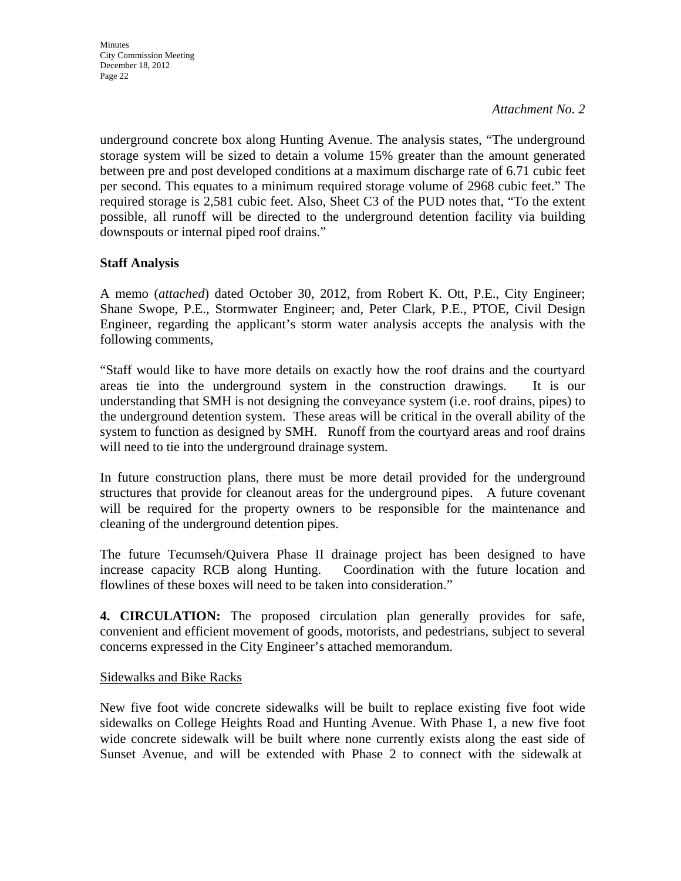*Attachment No. 2*

underground concrete box along Hunting Avenue. The analysis states, "The underground storage system will be sized to detain a volume 15% greater than the amount generated between pre and post developed conditions at a maximum discharge rate of 6.71 cubic feet per second. This equates to a minimum required storage volume of 2968 cubic feet." The required storage is 2,581 cubic feet. Also, Sheet C3 of the PUD notes that, "To the extent possible, all runoff will be directed to the underground detention facility via building downspouts or internal piped roof drains."

**Staff Analysis**

A memo (*attached*) dated October 30, 2012, from Robert K. Ott, P.E., City Engineer; Shane Swope, P.E., Stormwater Engineer; and, Peter Clark, P.E., PTOE, Civil Design Engineer, regarding the applicant's storm water analysis accepts the analysis with the following comments,

"Staff would like to have more details on exactly how the roof drains and the courtyard areas tie into the underground system in the construction drawings. It is our understanding that SMH is not designing the conveyance system (i.e. roof drains, pipes) to the underground detention system. These areas will be critical in the overall ability of the system to function as designed by SMH. Runoff from the courtyard areas and roof drains will need to tie into the underground drainage system.

In future construction plans, there must be more detail provided for the underground structures that provide for cleanout areas for the underground pipes. A future covenant will be required for the property owners to be responsible for the maintenance and cleaning of the underground detention pipes.

The future Tecumseh/Quivera Phase II drainage project has been designed to have increase capacity RCB along Hunting. Coordination with the future location and flowlines of these boxes will need to be taken into consideration."

**4. CIRCULATION:** The proposed circulation plan generally provides for safe, convenient and efficient movement of goods, motorists, and pedestrians, subject to several concerns expressed in the City Engineer's attached memorandum.

Sidewalks and Bike Racks

New five foot wide concrete sidewalks will be built to replace existing five foot wide sidewalks on College Heights Road and Hunting Avenue. With Phase 1, a new five foot wide concrete sidewalk will be built where none currently exists along the east side of Sunset Avenue, and will be extended with Phase 2 to connect with the sidewalk at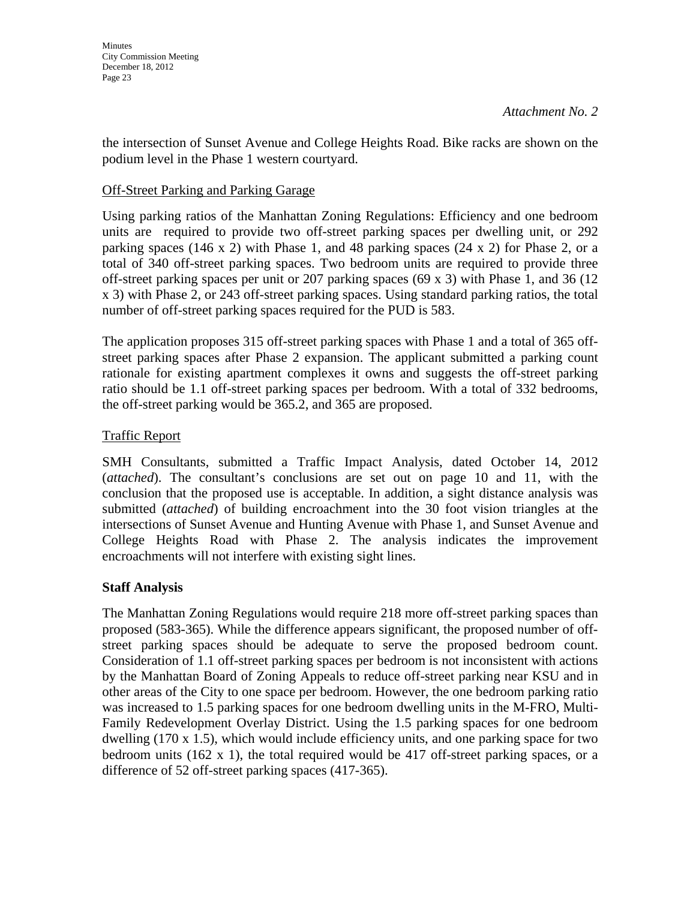*Attachment No. 2*

the intersection of Sunset Avenue and College Heights Road. Bike racks are shown on the podium level in the Phase 1 western courtyard.

Off-Street Parking and Parking Garage

Using parking ratios of the Manhattan Zoning Regulations: Efficiency and one bedroom units are required to provide two off-street parking spaces per dwelling unit, or 292 parking spaces (146 x 2) with Phase 1, and 48 parking spaces (24 x 2) for Phase 2, or a total of 340 off-street parking spaces. Two bedroom units are required to provide three off-street parking spaces per unit or 207 parking spaces (69 x 3) with Phase 1, and 36 (12 x 3) with Phase 2, or 243 off-street parking spaces. Using standard parking ratios, the total number of off-street parking spaces required for the PUD is 583.

The application proposes 315 off-street parking spaces with Phase 1 and a total of 365 off-street parking spaces after Phase 2 expansion. The applicant submitted a parking count rationale for existing apartment complexes it owns and suggests the off-street parking ratio should be 1.1 off-street parking spaces per bedroom. With a total of 332 bedrooms, the off-street parking would be 365.2, and 365 are proposed.

Traffic Report

SMH Consultants, submitted a Traffic Impact Analysis, dated October 14, 2012 (*attached*). The consultant's conclusions are set out on page 10 and 11, with the conclusion that the proposed use is acceptable. In addition, a sight distance analysis was submitted (*attached*) of building encroachment into the 30 foot vision triangles at the intersections of Sunset Avenue and Hunting Avenue with Phase 1, and Sunset Avenue and College Heights Road with Phase 2. The analysis indicates the improvement encroachments will not interfere with existing sight lines.

**Staff Analysis**

The Manhattan Zoning Regulations would require 218 more off-street parking spaces than proposed (583-365). While the difference appears significant, the proposed number of off-street parking spaces should be adequate to serve the proposed bedroom count. Consideration of 1.1 off-street parking spaces per bedroom is not inconsistent with actions by the Manhattan Board of Zoning Appeals to reduce off-street parking near KSU and in other areas of the City to one space per bedroom. However, the one bedroom parking ratio was increased to 1.5 parking spaces for one bedroom dwelling units in the M-FRO, Multi-Family Redevelopment Overlay District. Using the 1.5 parking spaces for one bedroom dwelling (170 x 1.5), which would include efficiency units, and one parking space for two bedroom units (162 x 1), the total required would be 417 off-street parking spaces, or a difference of 52 off-street parking spaces (417-365).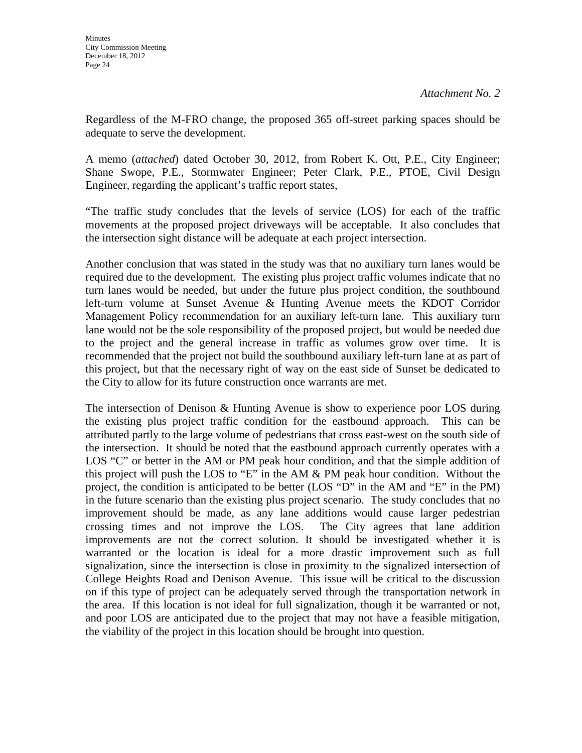*Attachment No. 2*

Regardless of the M-FRO change, the proposed 365 off-street parking spaces should be adequate to serve the development.

A memo (*attached*) dated October 30, 2012, from Robert K. Ott, P.E., City Engineer; Shane Swope, P.E., Stormwater Engineer; Peter Clark, P.E., PTOE, Civil Design Engineer, regarding the applicant's traffic report states,

"The traffic study concludes that the levels of service (LOS) for each of the traffic movements at the proposed project driveways will be acceptable. It also concludes that the intersection sight distance will be adequate at each project intersection.

Another conclusion that was stated in the study was that no auxiliary turn lanes would be required due to the development. The existing plus project traffic volumes indicate that no turn lanes would be needed, but under the future plus project condition, the southbound left-turn volume at Sunset Avenue & Hunting Avenue meets the KDOT Corridor Management Policy recommendation for an auxiliary left-turn lane. This auxiliary turn lane would not be the sole responsibility of the proposed project, but would be needed due to the project and the general increase in traffic as volumes grow over time. It is recommended that the project not build the southbound auxiliary left-turn lane at as part of this project, but that the necessary right of way on the east side of Sunset be dedicated to the City to allow for its future construction once warrants are met.

The intersection of Denison & Hunting Avenue is show to experience poor LOS during the existing plus project traffic condition for the eastbound approach. This can be attributed partly to the large volume of pedestrians that cross east-west on the south side of the intersection. It should be noted that the eastbound approach currently operates with a LOS "C" or better in the AM or PM peak hour condition, and that the simple addition of this project will push the LOS to "E" in the AM & PM peak hour condition. Without the project, the condition is anticipated to be better (LOS "D" in the AM and "E" in the PM) in the future scenario than the existing plus project scenario. The study concludes that no improvement should be made, as any lane additions would cause larger pedestrian crossing times and not improve the LOS. The City agrees that lane addition improvements are not the correct solution. It should be investigated whether it is warranted or the location is ideal for a more drastic improvement such as full signalization, since the intersection is close in proximity to the signalized intersection of College Heights Road and Denison Avenue. This issue will be critical to the discussion on if this type of project can be adequately served through the transportation network in the area. If this location is not ideal for full signalization, though it be warranted or not, and poor LOS are anticipated due to the project that may not have a feasible mitigation, the viability of the project in this location should be brought into question.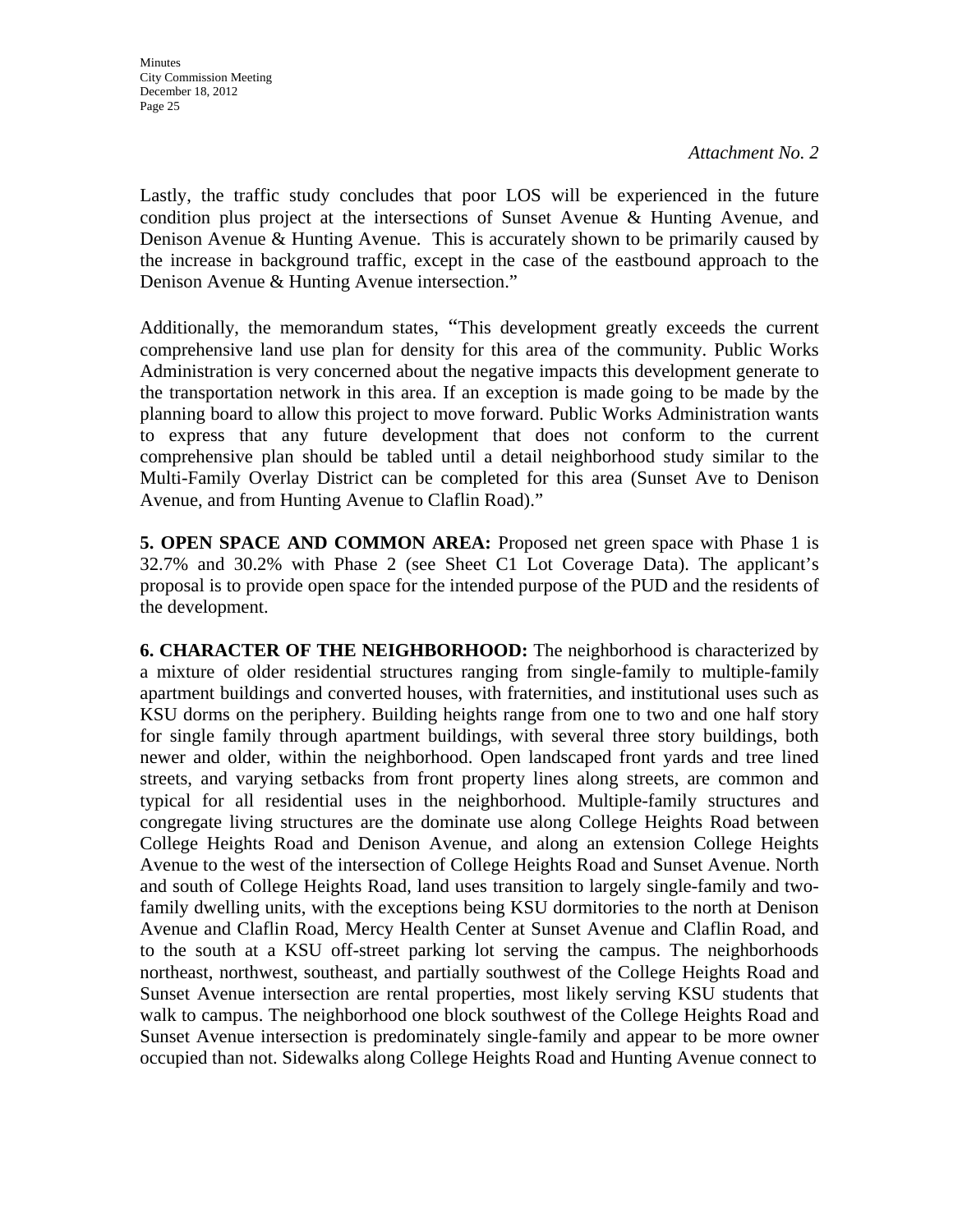*Attachment No. 2*

Lastly, the traffic study concludes that poor LOS will be experienced in the future condition plus project at the intersections of Sunset Avenue & Hunting Avenue, and Denison Avenue & Hunting Avenue. This is accurately shown to be primarily caused by the increase in background traffic, except in the case of the eastbound approach to the Denison Avenue & Hunting Avenue intersection."

Additionally, the memorandum states, "This development greatly exceeds the current comprehensive land use plan for density for this area of the community. Public Works Administration is very concerned about the negative impacts this development generate to the transportation network in this area. If an exception is made going to be made by the planning board to allow this project to move forward. Public Works Administration wants to express that any future development that does not conform to the current comprehensive plan should be tabled until a detail neighborhood study similar to the Multi-Family Overlay District can be completed for this area (Sunset Ave to Denison Avenue, and from Hunting Avenue to Claflin Road)."

**5. OPEN SPACE AND COMMON AREA:** Proposed net green space with Phase 1 is 32.7% and 30.2% with Phase 2 (see Sheet C1 Lot Coverage Data). The applicant's proposal is to provide open space for the intended purpose of the PUD and the residents of the development.

**6. CHARACTER OF THE NEIGHBORHOOD:** The neighborhood is characterized by a mixture of older residential structures ranging from single-family to multiple-family apartment buildings and converted houses, with fraternities, and institutional uses such as KSU dorms on the periphery. Building heights range from one to two and one half story for single family through apartment buildings, with several three story buildings, both newer and older, within the neighborhood. Open landscaped front yards and tree lined streets, and varying setbacks from front property lines along streets, are common and typical for all residential uses in the neighborhood. Multiple-family structures and congregate living structures are the dominate use along College Heights Road between College Heights Road and Denison Avenue, and along an extension College Heights Avenue to the west of the intersection of College Heights Road and Sunset Avenue. North and south of College Heights Road, land uses transition to largely single-family and two-family dwelling units, with the exceptions being KSU dormitories to the north at Denison Avenue and Claflin Road, Mercy Health Center at Sunset Avenue and Claflin Road, and to the south at a KSU off-street parking lot serving the campus. The neighborhoods northeast, northwest, southeast, and partially southwest of the College Heights Road and Sunset Avenue intersection are rental properties, most likely serving KSU students that walk to campus. The neighborhood one block southwest of the College Heights Road and Sunset Avenue intersection is predominately single-family and appear to be more owner occupied than not. Sidewalks along College Heights Road and Hunting Avenue connect to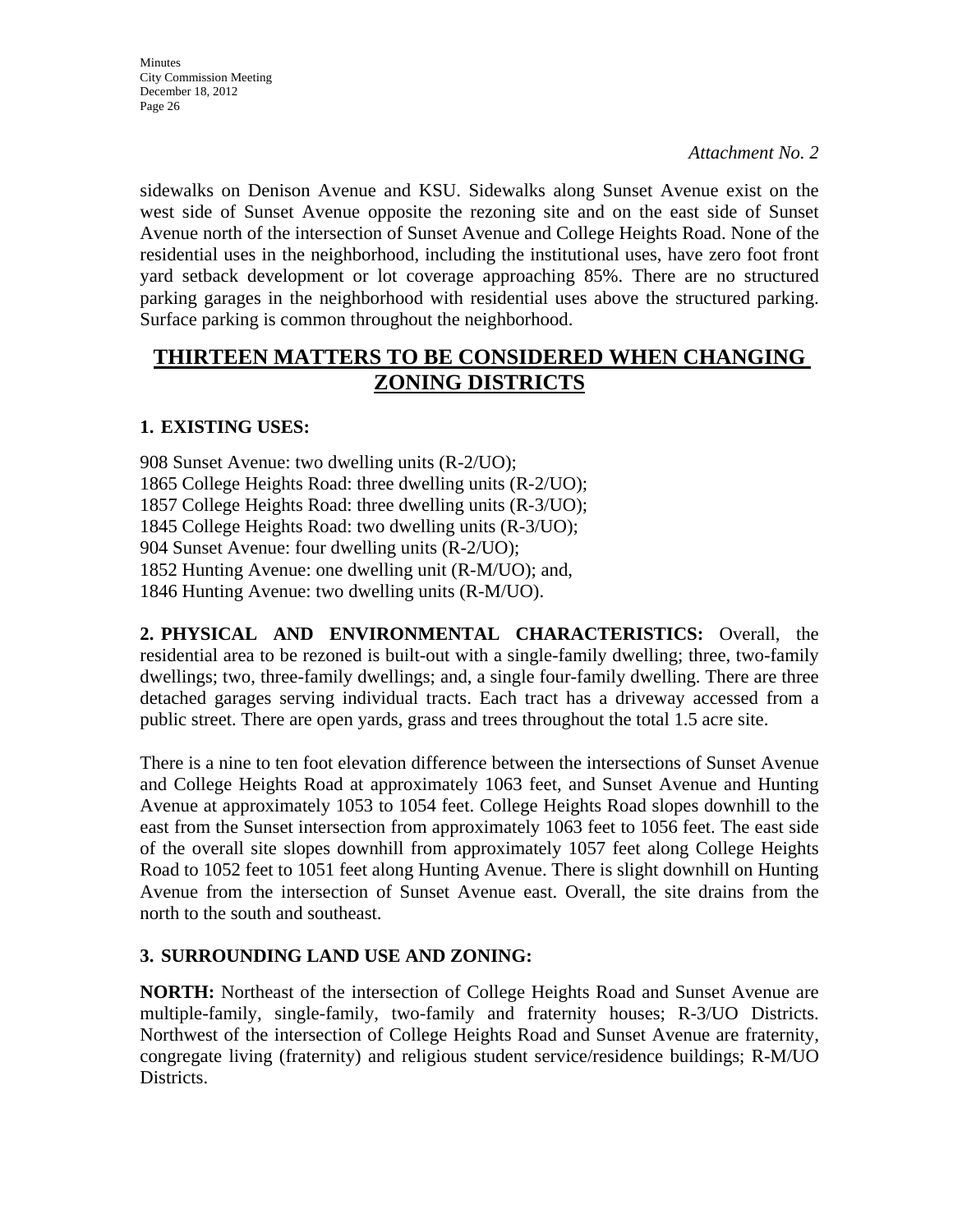*Attachment No. 2*

sidewalks on Denison Avenue and KSU. Sidewalks along Sunset Avenue exist on the west side of Sunset Avenue opposite the rezoning site and on the east side of Sunset Avenue north of the intersection of Sunset Avenue and College Heights Road. None of the residential uses in the neighborhood, including the institutional uses, have zero foot front yard setback development or lot coverage approaching 85%. There are no structured parking garages in the neighborhood with residential uses above the structured parking. Surface parking is common throughout the neighborhood.

## THIRTEEN MATTERS TO BE CONSIDERED WHEN CHANGING ZONING DISTRICTS

### 1. EXISTING USES:

908 Sunset Avenue: two dwelling units (R-2/UO);
1865 College Heights Road: three dwelling units (R-2/UO);
1857 College Heights Road: three dwelling units (R-3/UO);
1845 College Heights Road: two dwelling units (R-3/UO);
904 Sunset Avenue: four dwelling units (R-2/UO);
1852 Hunting Avenue: one dwelling unit (R-M/UO); and,
1846 Hunting Avenue: two dwelling units (R-M/UO).

**2. PHYSICAL AND ENVIRONMENTAL CHARACTERISTICS:** Overall, the residential area to be rezoned is built-out with a single-family dwelling; three, two-family dwellings; two, three-family dwellings; and, a single four-family dwelling. There are three detached garages serving individual tracts. Each tract has a driveway accessed from a public street. There are open yards, grass and trees throughout the total 1.5 acre site.

There is a nine to ten foot elevation difference between the intersections of Sunset Avenue and College Heights Road at approximately 1063 feet, and Sunset Avenue and Hunting Avenue at approximately 1053 to 1054 feet. College Heights Road slopes downhill to the east from the Sunset intersection from approximately 1063 feet to 1056 feet. The east side of the overall site slopes downhill from approximately 1057 feet along College Heights Road to 1052 feet to 1051 feet along Hunting Avenue. There is slight downhill on Hunting Avenue from the intersection of Sunset Avenue east. Overall, the site drains from the north to the south and southeast.

### 3. SURROUNDING LAND USE AND ZONING:

**NORTH:** Northeast of the intersection of College Heights Road and Sunset Avenue are multiple-family, single-family, two-family and fraternity houses; R-3/UO Districts. Northwest of the intersection of College Heights Road and Sunset Avenue are fraternity, congregate living (fraternity) and religious student service/residence buildings; R-M/UO Districts.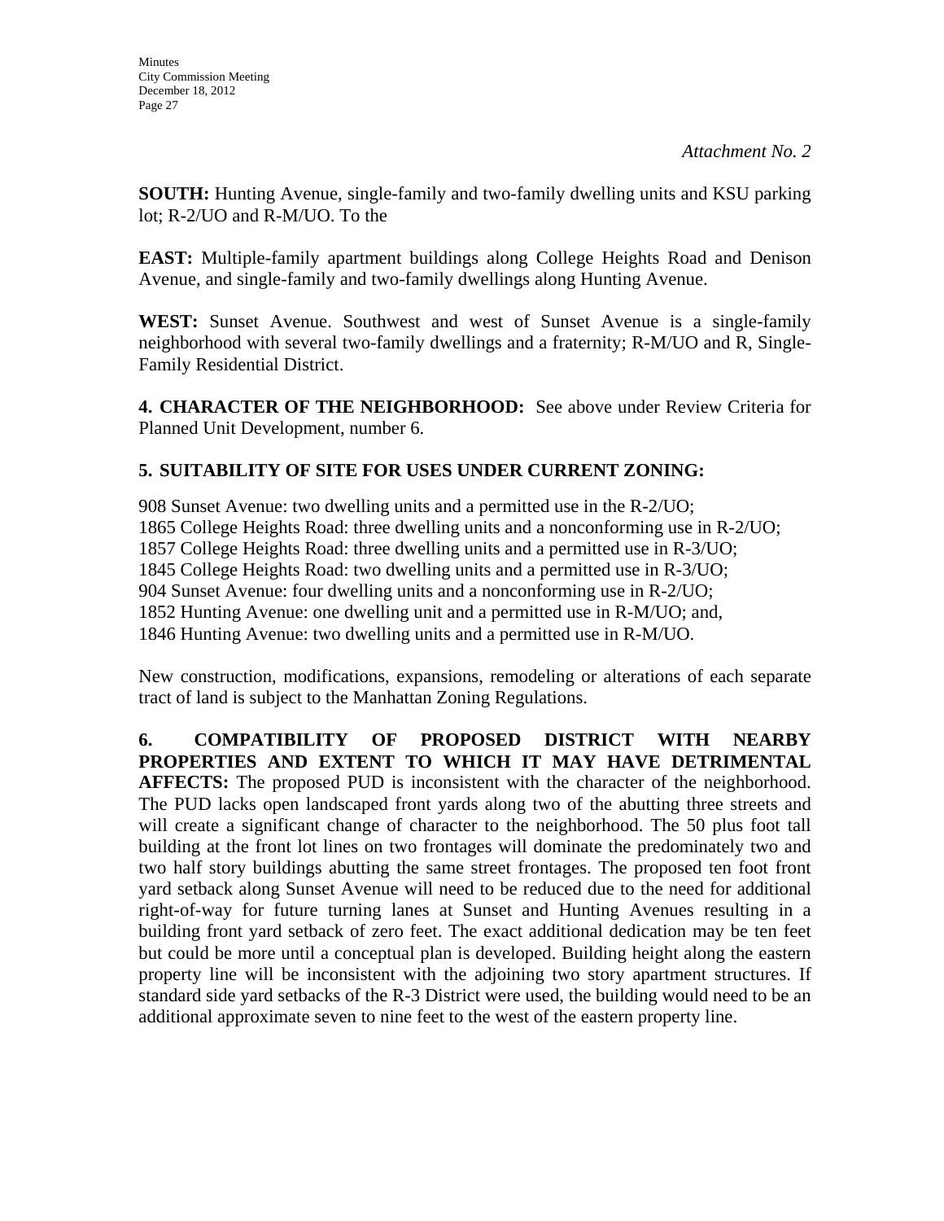*Attachment No. 2*

**SOUTH:** Hunting Avenue, single-family and two-family dwelling units and KSU parking lot; R-2/UO and R-M/UO. To the

**EAST:** Multiple-family apartment buildings along College Heights Road and Denison Avenue, and single-family and two-family dwellings along Hunting Avenue.

**WEST:** Sunset Avenue. Southwest and west of Sunset Avenue is a single-family neighborhood with several two-family dwellings and a fraternity; R-M/UO and R, Single-Family Residential District.

**4. CHARACTER OF THE NEIGHBORHOOD:** See above under Review Criteria for Planned Unit Development, number 6.

**5. SUITABILITY OF SITE FOR USES UNDER CURRENT ZONING:**

908 Sunset Avenue: two dwelling units and a permitted use in the R-2/UO;
1865 College Heights Road: three dwelling units and a nonconforming use in R-2/UO;
1857 College Heights Road: three dwelling units and a permitted use in R-3/UO;
1845 College Heights Road: two dwelling units and a permitted use in R-3/UO;
904 Sunset Avenue: four dwelling units and a nonconforming use in R-2/UO;
1852 Hunting Avenue: one dwelling unit and a permitted use in R-M/UO; and,
1846 Hunting Avenue: two dwelling units and a permitted use in R-M/UO.

New construction, modifications, expansions, remodeling or alterations of each separate tract of land is subject to the Manhattan Zoning Regulations.

**6. COMPATIBILITY OF PROPOSED DISTRICT WITH NEARBY PROPERTIES AND EXTENT TO WHICH IT MAY HAVE DETRIMENTAL AFFECTS:** The proposed PUD is inconsistent with the character of the neighborhood. The PUD lacks open landscaped front yards along two of the abutting three streets and will create a significant change of character to the neighborhood. The 50 plus foot tall building at the front lot lines on two frontages will dominate the predominately two and two half story buildings abutting the same street frontages. The proposed ten foot front yard setback along Sunset Avenue will need to be reduced due to the need for additional right-of-way for future turning lanes at Sunset and Hunting Avenues resulting in a building front yard setback of zero feet. The exact additional dedication may be ten feet but could be more until a conceptual plan is developed. Building height along the eastern property line will be inconsistent with the adjoining two story apartment structures. If standard side yard setbacks of the R-3 District were used, the building would need to be an additional approximate seven to nine feet to the west of the eastern property line.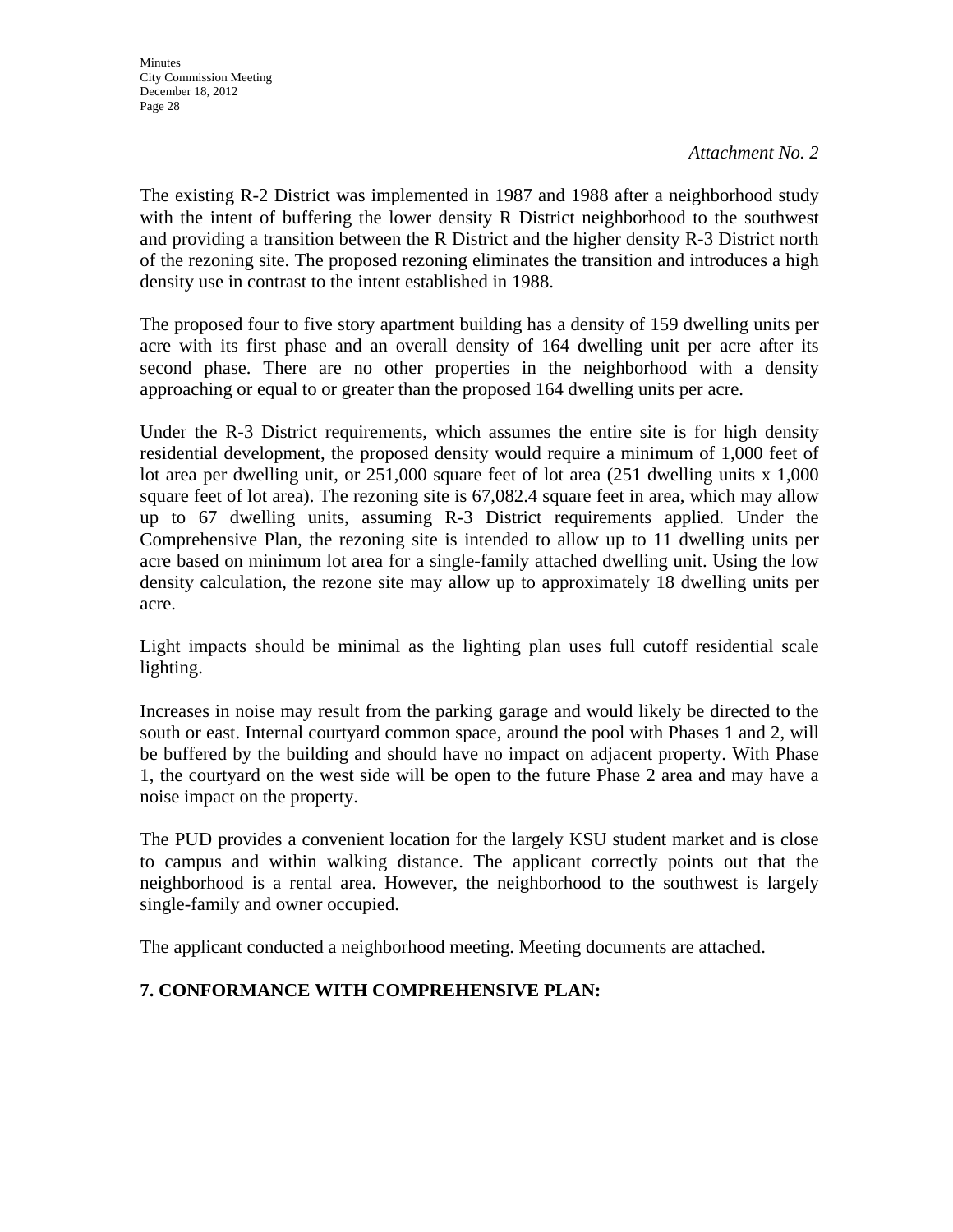*Attachment No. 2*

The existing R-2 District was implemented in 1987 and 1988 after a neighborhood study with the intent of buffering the lower density R District neighborhood to the southwest and providing a transition between the R District and the higher density R-3 District north of the rezoning site. The proposed rezoning eliminates the transition and introduces a high density use in contrast to the intent established in 1988.

The proposed four to five story apartment building has a density of 159 dwelling units per acre with its first phase and an overall density of 164 dwelling unit per acre after its second phase. There are no other properties in the neighborhood with a density approaching or equal to or greater than the proposed 164 dwelling units per acre.

Under the R-3 District requirements, which assumes the entire site is for high density residential development, the proposed density would require a minimum of 1,000 feet of lot area per dwelling unit, or 251,000 square feet of lot area (251 dwelling units x 1,000 square feet of lot area). The rezoning site is 67,082.4 square feet in area, which may allow up to 67 dwelling units, assuming R-3 District requirements applied. Under the Comprehensive Plan, the rezoning site is intended to allow up to 11 dwelling units per acre based on minimum lot area for a single-family attached dwelling unit. Using the low density calculation, the rezone site may allow up to approximately 18 dwelling units per acre.

Light impacts should be minimal as the lighting plan uses full cutoff residential scale lighting.

Increases in noise may result from the parking garage and would likely be directed to the south or east. Internal courtyard common space, around the pool with Phases 1 and 2, will be buffered by the building and should have no impact on adjacent property. With Phase 1, the courtyard on the west side will be open to the future Phase 2 area and may have a noise impact on the property.

The PUD provides a convenient location for the largely KSU student market and is close to campus and within walking distance. The applicant correctly points out that the neighborhood is a rental area. However, the neighborhood to the southwest is largely single-family and owner occupied.

The applicant conducted a neighborhood meeting. Meeting documents are attached.

**7. CONFORMANCE WITH COMPREHENSIVE PLAN:**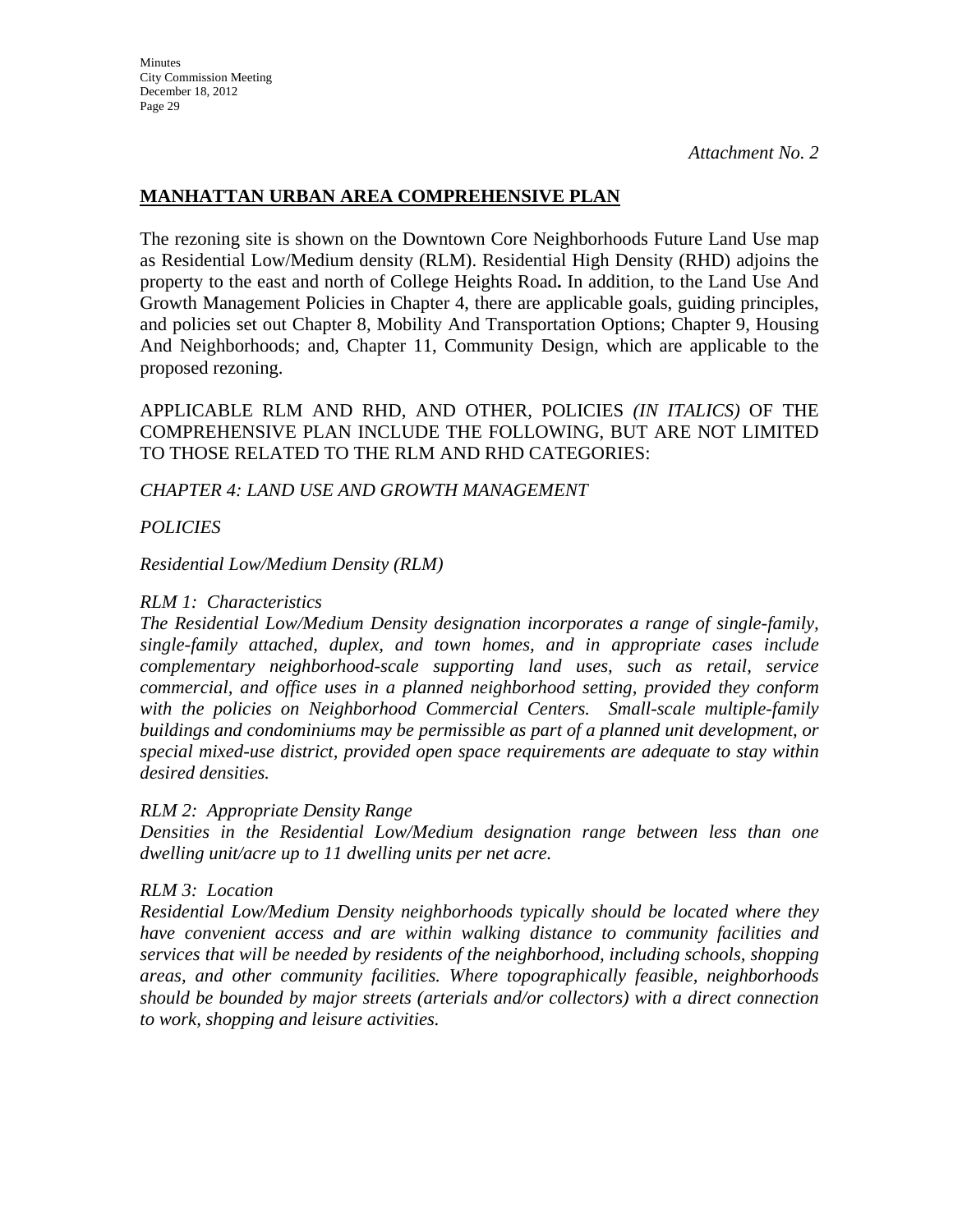*Attachment No. 2*

## MANHATTAN URBAN AREA COMPREHENSIVE PLAN

The rezoning site is shown on the Downtown Core Neighborhoods Future Land Use map as Residential Low/Medium density (RLM). Residential High Density (RHD) adjoins the property to the east and north of College Heights Road**.** In addition, to the Land Use And Growth Management Policies in Chapter 4, there are applicable goals, guiding principles, and policies set out Chapter 8, Mobility And Transportation Options; Chapter 9, Housing And Neighborhoods; and, Chapter 11, Community Design, which are applicable to the proposed rezoning.

APPLICABLE RLM AND RHD, AND OTHER, POLICIES *(IN ITALICS)* OF THE COMPREHENSIVE PLAN INCLUDE THE FOLLOWING, BUT ARE NOT LIMITED TO THOSE RELATED TO THE RLM AND RHD CATEGORIES:

*CHAPTER 4: LAND USE AND GROWTH MANAGEMENT*

*POLICIES*

*Residential Low/Medium Density (RLM)*

*RLM 1: Characteristics*
*The Residential Low/Medium Density designation incorporates a range of single-family, single-family attached, duplex, and town homes, and in appropriate cases include complementary neighborhood-scale supporting land uses, such as retail, service commercial, and office uses in a planned neighborhood setting, provided they conform with the policies on Neighborhood Commercial Centers. Small-scale multiple-family buildings and condominiums may be permissible as part of a planned unit development, or special mixed-use district, provided open space requirements are adequate to stay within desired densities.*

*RLM 2: Appropriate Density Range*
*Densities in the Residential Low/Medium designation range between less than one dwelling unit/acre up to 11 dwelling units per net acre.*

*RLM 3: Location*
*Residential Low/Medium Density neighborhoods typically should be located where they have convenient access and are within walking distance to community facilities and services that will be needed by residents of the neighborhood, including schools, shopping areas, and other community facilities. Where topographically feasible, neighborhoods should be bounded by major streets (arterials and/or collectors) with a direct connection to work, shopping and leisure activities.*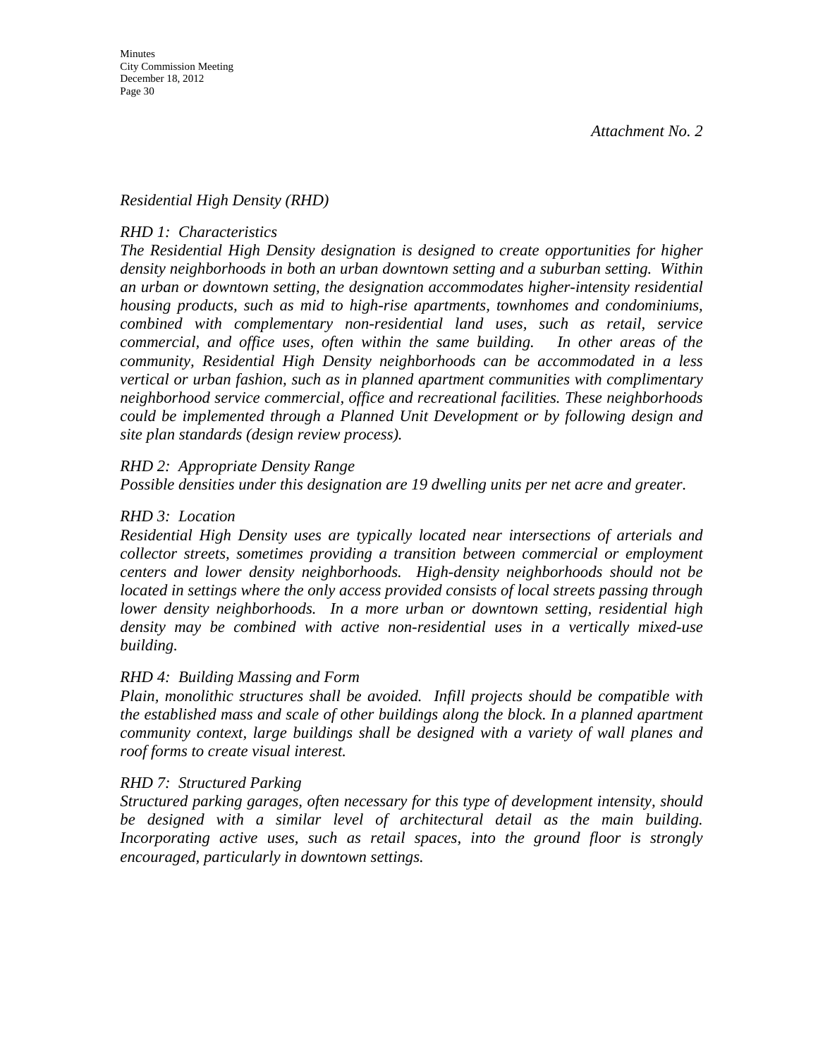*Attachment No. 2*

*Residential High Density (RHD)*

*RHD 1: Characteristics*
*The Residential High Density designation is designed to create opportunities for higher density neighborhoods in both an urban downtown setting and a suburban setting. Within an urban or downtown setting, the designation accommodates higher-intensity residential housing products, such as mid to high-rise apartments, townhomes and condominiums, combined with complementary non-residential land uses, such as retail, service commercial, and office uses, often within the same building. In other areas of the community, Residential High Density neighborhoods can be accommodated in a less vertical or urban fashion, such as in planned apartment communities with complimentary neighborhood service commercial, office and recreational facilities. These neighborhoods could be implemented through a Planned Unit Development or by following design and site plan standards (design review process).*

*RHD 2: Appropriate Density Range*
*Possible densities under this designation are 19 dwelling units per net acre and greater.*

*RHD 3: Location*
*Residential High Density uses are typically located near intersections of arterials and collector streets, sometimes providing a transition between commercial or employment centers and lower density neighborhoods. High-density neighborhoods should not be located in settings where the only access provided consists of local streets passing through lower density neighborhoods. In a more urban or downtown setting, residential high density may be combined with active non-residential uses in a vertically mixed-use building.*

*RHD 4: Building Massing and Form*
*Plain, monolithic structures shall be avoided. Infill projects should be compatible with the established mass and scale of other buildings along the block. In a planned apartment community context, large buildings shall be designed with a variety of wall planes and roof forms to create visual interest.*

*RHD 7: Structured Parking*
*Structured parking garages, often necessary for this type of development intensity, should be designed with a similar level of architectural detail as the main building. Incorporating active uses, such as retail spaces, into the ground floor is strongly encouraged, particularly in downtown settings.*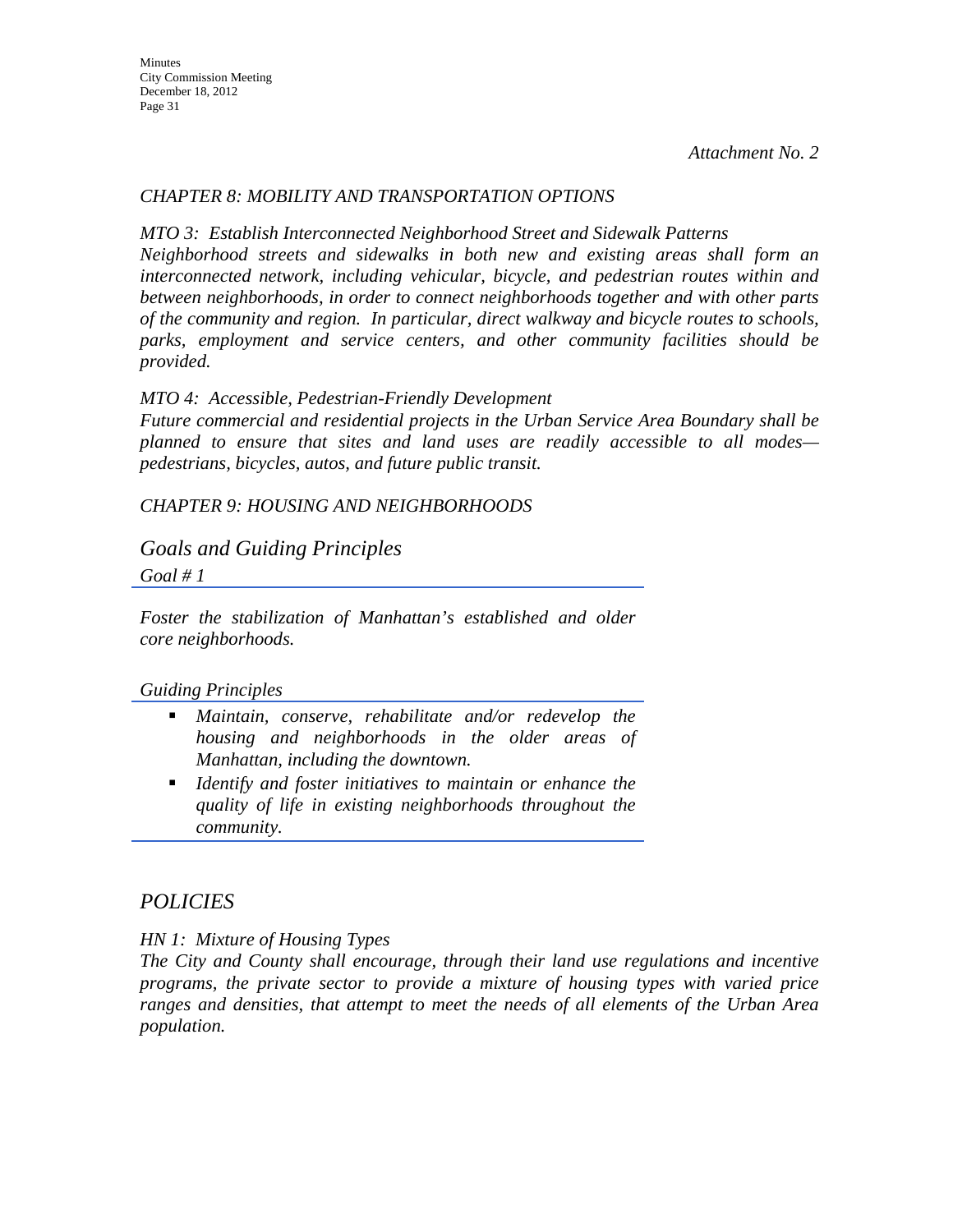*Attachment No. 2*

*CHAPTER 8: MOBILITY AND TRANSPORTATION OPTIONS*

*MTO 3: Establish Interconnected Neighborhood Street and Sidewalk Patterns*
*Neighborhood streets and sidewalks in both new and existing areas shall form an interconnected network, including vehicular, bicycle, and pedestrian routes within and between neighborhoods, in order to connect neighborhoods together and with other parts of the community and region. In particular, direct walkway and bicycle routes to schools, parks, employment and service centers, and other community facilities should be provided.*

*MTO 4: Accessible, Pedestrian-Friendly Development*
*Future commercial and residential projects in the Urban Service Area Boundary shall be planned to ensure that sites and land uses are readily accessible to all modes—pedestrians, bicycles, autos, and future public transit.*

*CHAPTER 9: HOUSING AND NEIGHBORHOODS*

## *Goals and Guiding Principles*

*Goal # 1*

*Foster the stabilization of Manhattan's established and older core neighborhoods.*

*Guiding Principles*

- *Maintain, conserve, rehabilitate and/or redevelop the housing and neighborhoods in the older areas of Manhattan, including the downtown.*
- *Identify and foster initiatives to maintain or enhance the quality of life in existing neighborhoods throughout the community.*

## *POLICIES*

*HN 1: Mixture of Housing Types*
*The City and County shall encourage, through their land use regulations and incentive programs, the private sector to provide a mixture of housing types with varied price ranges and densities, that attempt to meet the needs of all elements of the Urban Area population.*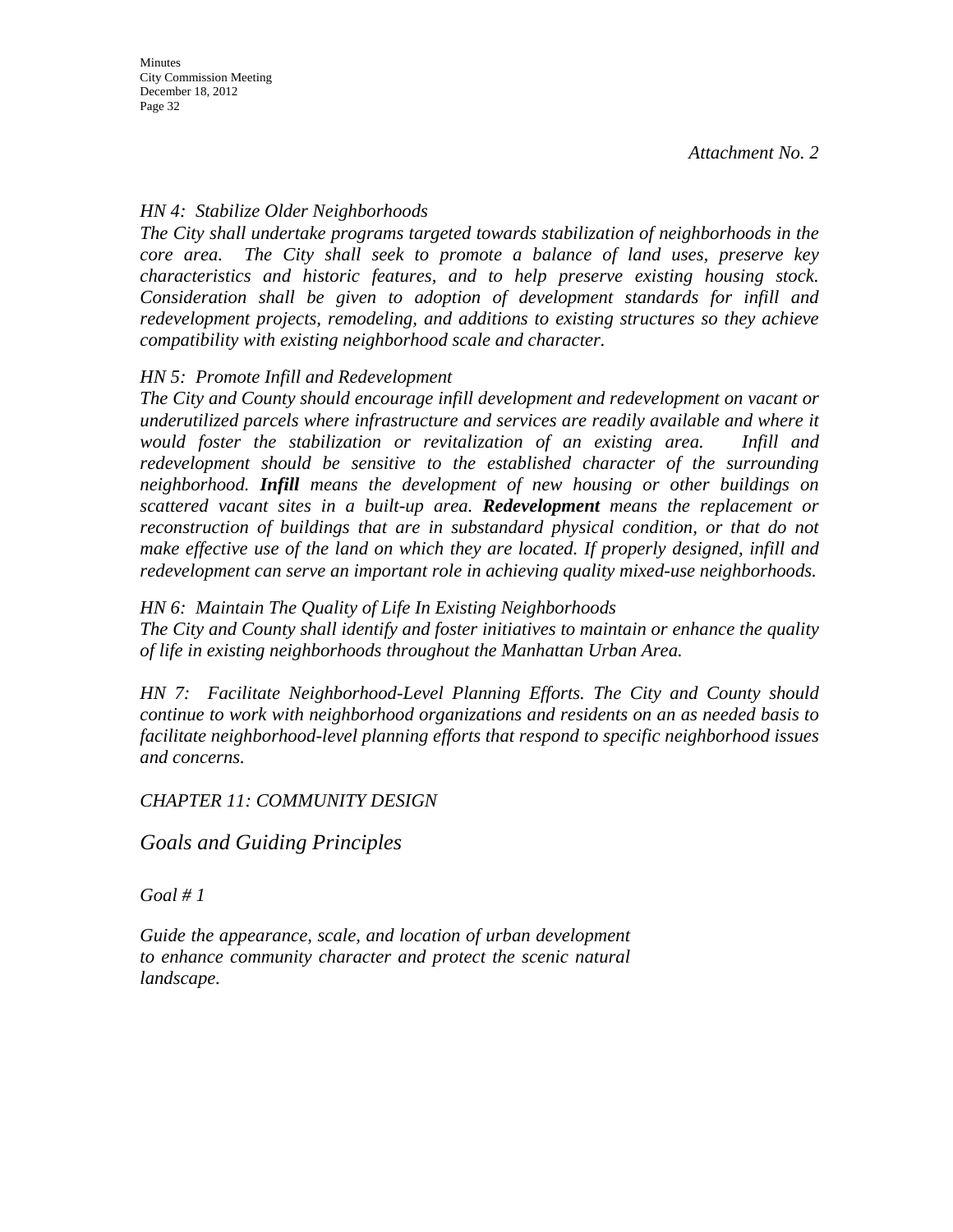*Attachment No. 2*

*HN 4: Stabilize Older Neighborhoods*
*The City shall undertake programs targeted towards stabilization of neighborhoods in the core area. The City shall seek to promote a balance of land uses, preserve key characteristics and historic features, and to help preserve existing housing stock. Consideration shall be given to adoption of development standards for infill and redevelopment projects, remodeling, and additions to existing structures so they achieve compatibility with existing neighborhood scale and character.*

*HN 5: Promote Infill and Redevelopment*
*The City and County should encourage infill development and redevelopment on vacant or underutilized parcels where infrastructure and services are readily available and where it would foster the stabilization or revitalization of an existing area. Infill and redevelopment should be sensitive to the established character of the surrounding neighborhood.* ***Infill*** *means the development of new housing or other buildings on scattered vacant sites in a built-up area.* ***Redevelopment*** *means the replacement or reconstruction of buildings that are in substandard physical condition, or that do not make effective use of the land on which they are located. If properly designed, infill and redevelopment can serve an important role in achieving quality mixed-use neighborhoods.*

*HN 6: Maintain The Quality of Life In Existing Neighborhoods*
*The City and County shall identify and foster initiatives to maintain or enhance the quality of life in existing neighborhoods throughout the Manhattan Urban Area.*

*HN 7: Facilitate Neighborhood-Level Planning Efforts. The City and County should continue to work with neighborhood organizations and residents on an as needed basis to facilitate neighborhood-level planning efforts that respond to specific neighborhood issues and concerns.*

*CHAPTER 11: COMMUNITY DESIGN*

## *Goals and Guiding Principles*

*Goal # 1*

*Guide the appearance, scale, and location of urban development to enhance community character and protect the scenic natural landscape.*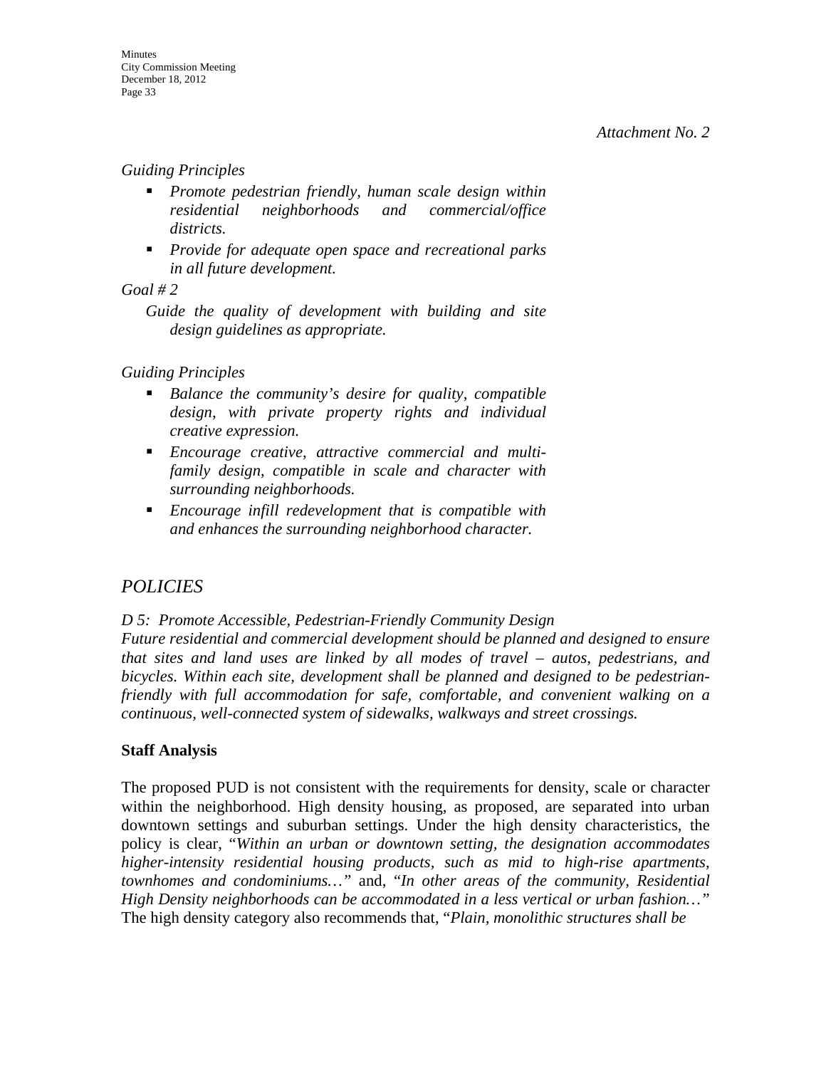*Attachment No. 2*

*Guiding Principles*

- *Promote pedestrian friendly, human scale design within residential neighborhoods and commercial/office districts.*
- *Provide for adequate open space and recreational parks in all future development.*

*Goal # 2*

*Guide the quality of development with building and site design guidelines as appropriate.*

*Guiding Principles*

- *Balance the community's desire for quality, compatible design, with private property rights and individual creative expression.*
- *Encourage creative, attractive commercial and multi-family design, compatible in scale and character with surrounding neighborhoods.*
- *Encourage infill redevelopment that is compatible with and enhances the surrounding neighborhood character.*

## *POLICIES*

*D 5: Promote Accessible, Pedestrian-Friendly Community Design*
*Future residential and commercial development should be planned and designed to ensure that sites and land uses are linked by all modes of travel – autos, pedestrians, and bicycles. Within each site, development shall be planned and designed to be pedestrian-friendly with full accommodation for safe, comfortable, and convenient walking on a continuous, well-connected system of sidewalks, walkways and street crossings.*

**Staff Analysis**

The proposed PUD is not consistent with the requirements for density, scale or character within the neighborhood. High density housing, as proposed, are separated into urban downtown settings and suburban settings. Under the high density characteristics, the policy is clear, "*Within an urban or downtown setting, the designation accommodates higher-intensity residential housing products, such as mid to high-rise apartments, townhomes and condominiums…*" and, "*In other areas of the community, Residential High Density neighborhoods can be accommodated in a less vertical or urban fashion…*" The high density category also recommends that, "*Plain, monolithic structures shall be*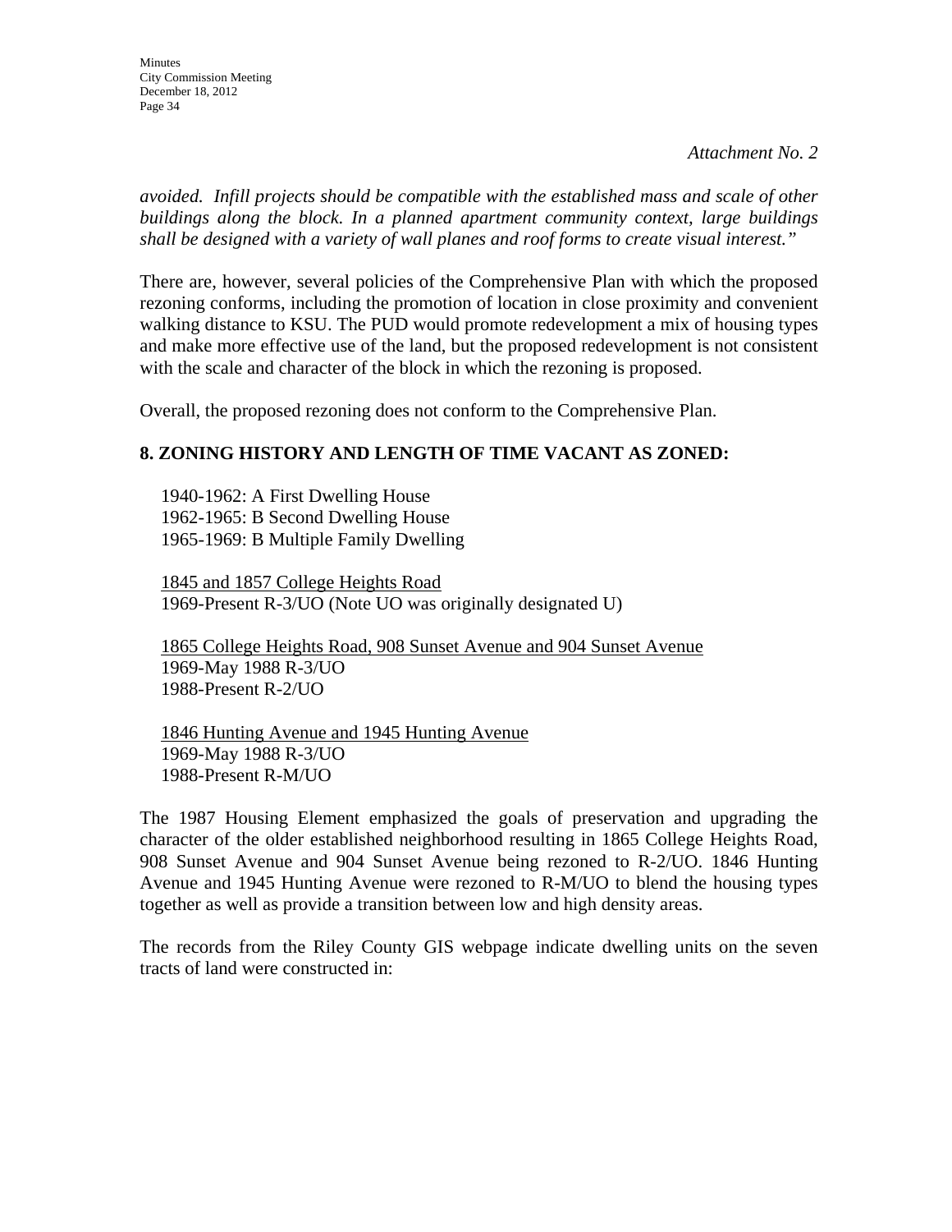*Attachment No. 2*

*avoided. Infill projects should be compatible with the established mass and scale of other buildings along the block. In a planned apartment community context, large buildings shall be designed with a variety of wall planes and roof forms to create visual interest."*

There are, however, several policies of the Comprehensive Plan with which the proposed rezoning conforms, including the promotion of location in close proximity and convenient walking distance to KSU. The PUD would promote redevelopment a mix of housing types and make more effective use of the land, but the proposed redevelopment is not consistent with the scale and character of the block in which the rezoning is proposed.

Overall, the proposed rezoning does not conform to the Comprehensive Plan.

**8. ZONING HISTORY AND LENGTH OF TIME VACANT AS ZONED:**

1940-1962: A First Dwelling House
1962-1965: B Second Dwelling House
1965-1969: B Multiple Family Dwelling

<u>1845 and 1857 College Heights Road</u>
1969-Present R-3/UO (Note UO was originally designated U)

<u>1865 College Heights Road, 908 Sunset Avenue and 904 Sunset Avenue</u>
1969-May 1988 R-3/UO
1988-Present R-2/UO

<u>1846 Hunting Avenue and 1945 Hunting Avenue</u>
1969-May 1988 R-3/UO
1988-Present R-M/UO

The 1987 Housing Element emphasized the goals of preservation and upgrading the character of the older established neighborhood resulting in 1865 College Heights Road, 908 Sunset Avenue and 904 Sunset Avenue being rezoned to R-2/UO. 1846 Hunting Avenue and 1945 Hunting Avenue were rezoned to R-M/UO to blend the housing types together as well as provide a transition between low and high density areas.

The records from the Riley County GIS webpage indicate dwelling units on the seven tracts of land were constructed in: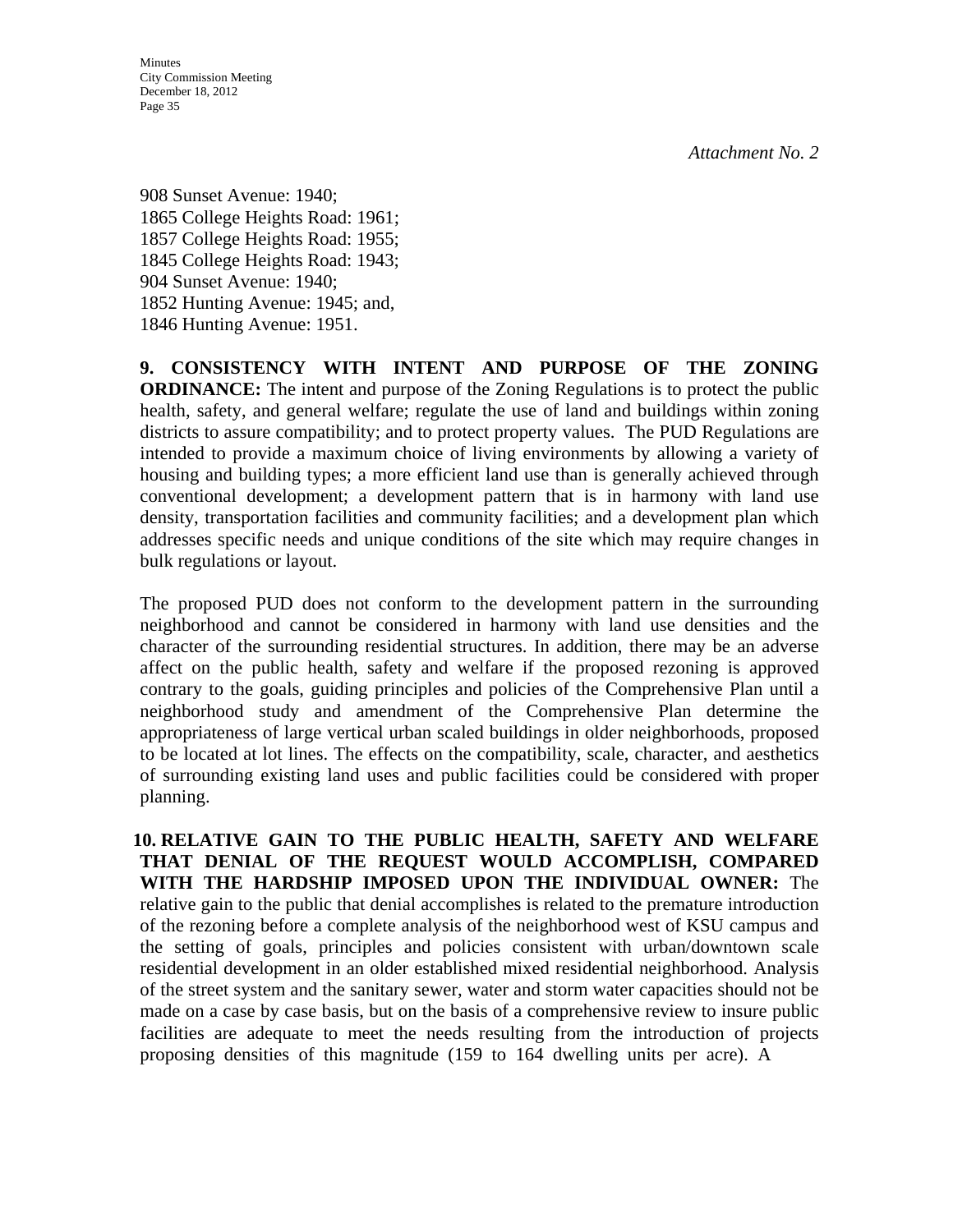*Attachment No. 2*

908 Sunset Avenue: 1940;
1865 College Heights Road: 1961;
1857 College Heights Road: 1955;
1845 College Heights Road: 1943;
904 Sunset Avenue: 1940;
1852 Hunting Avenue: 1945; and,
1846 Hunting Avenue: 1951.

**9. CONSISTENCY WITH INTENT AND PURPOSE OF THE ZONING ORDINANCE:** The intent and purpose of the Zoning Regulations is to protect the public health, safety, and general welfare; regulate the use of land and buildings within zoning districts to assure compatibility; and to protect property values. The PUD Regulations are intended to provide a maximum choice of living environments by allowing a variety of housing and building types; a more efficient land use than is generally achieved through conventional development; a development pattern that is in harmony with land use density, transportation facilities and community facilities; and a development plan which addresses specific needs and unique conditions of the site which may require changes in bulk regulations or layout.

The proposed PUD does not conform to the development pattern in the surrounding neighborhood and cannot be considered in harmony with land use densities and the character of the surrounding residential structures. In addition, there may be an adverse affect on the public health, safety and welfare if the proposed rezoning is approved contrary to the goals, guiding principles and policies of the Comprehensive Plan until a neighborhood study and amendment of the Comprehensive Plan determine the appropriateness of large vertical urban scaled buildings in older neighborhoods, proposed to be located at lot lines. The effects on the compatibility, scale, character, and aesthetics of surrounding existing land uses and public facilities could be considered with proper planning.

**10. RELATIVE GAIN TO THE PUBLIC HEALTH, SAFETY AND WELFARE THAT DENIAL OF THE REQUEST WOULD ACCOMPLISH, COMPARED WITH THE HARDSHIP IMPOSED UPON THE INDIVIDUAL OWNER:** The relative gain to the public that denial accomplishes is related to the premature introduction of the rezoning before a complete analysis of the neighborhood west of KSU campus and the setting of goals, principles and policies consistent with urban/downtown scale residential development in an older established mixed residential neighborhood. Analysis of the street system and the sanitary sewer, water and storm water capacities should not be made on a case by case basis, but on the basis of a comprehensive review to insure public facilities are adequate to meet the needs resulting from the introduction of projects proposing densities of this magnitude (159 to 164 dwelling units per acre). A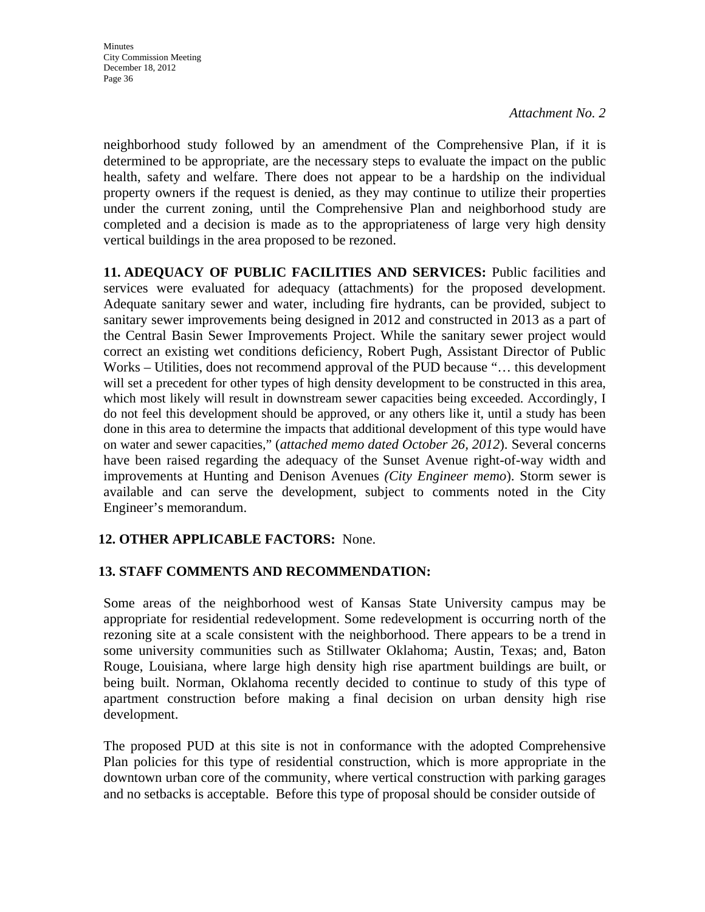*Attachment No. 2*

neighborhood study followed by an amendment of the Comprehensive Plan, if it is determined to be appropriate, are the necessary steps to evaluate the impact on the public health, safety and welfare. There does not appear to be a hardship on the individual property owners if the request is denied, as they may continue to utilize their properties under the current zoning, until the Comprehensive Plan and neighborhood study are completed and a decision is made as to the appropriateness of large very high density vertical buildings in the area proposed to be rezoned.

**11. ADEQUACY OF PUBLIC FACILITIES AND SERVICES:** Public facilities and services were evaluated for adequacy (attachments) for the proposed development. Adequate sanitary sewer and water, including fire hydrants, can be provided, subject to sanitary sewer improvements being designed in 2012 and constructed in 2013 as a part of the Central Basin Sewer Improvements Project. While the sanitary sewer project would correct an existing wet conditions deficiency, Robert Pugh, Assistant Director of Public Works – Utilities, does not recommend approval of the PUD because "… this development will set a precedent for other types of high density development to be constructed in this area, which most likely will result in downstream sewer capacities being exceeded. Accordingly, I do not feel this development should be approved, or any others like it, until a study has been done in this area to determine the impacts that additional development of this type would have on water and sewer capacities," (*attached memo dated October 26, 2012*). Several concerns have been raised regarding the adequacy of the Sunset Avenue right-of-way width and improvements at Hunting and Denison Avenues *(City Engineer memo*). Storm sewer is available and can serve the development, subject to comments noted in the City Engineer's memorandum.

**12. OTHER APPLICABLE FACTORS:** None.

**13. STAFF COMMENTS AND RECOMMENDATION:**

Some areas of the neighborhood west of Kansas State University campus may be appropriate for residential redevelopment. Some redevelopment is occurring north of the rezoning site at a scale consistent with the neighborhood. There appears to be a trend in some university communities such as Stillwater Oklahoma; Austin, Texas; and, Baton Rouge, Louisiana, where large high density high rise apartment buildings are built, or being built. Norman, Oklahoma recently decided to continue to study of this type of apartment construction before making a final decision on urban density high rise development.

The proposed PUD at this site is not in conformance with the adopted Comprehensive Plan policies for this type of residential construction, which is more appropriate in the downtown urban core of the community, where vertical construction with parking garages and no setbacks is acceptable. Before this type of proposal should be consider outside of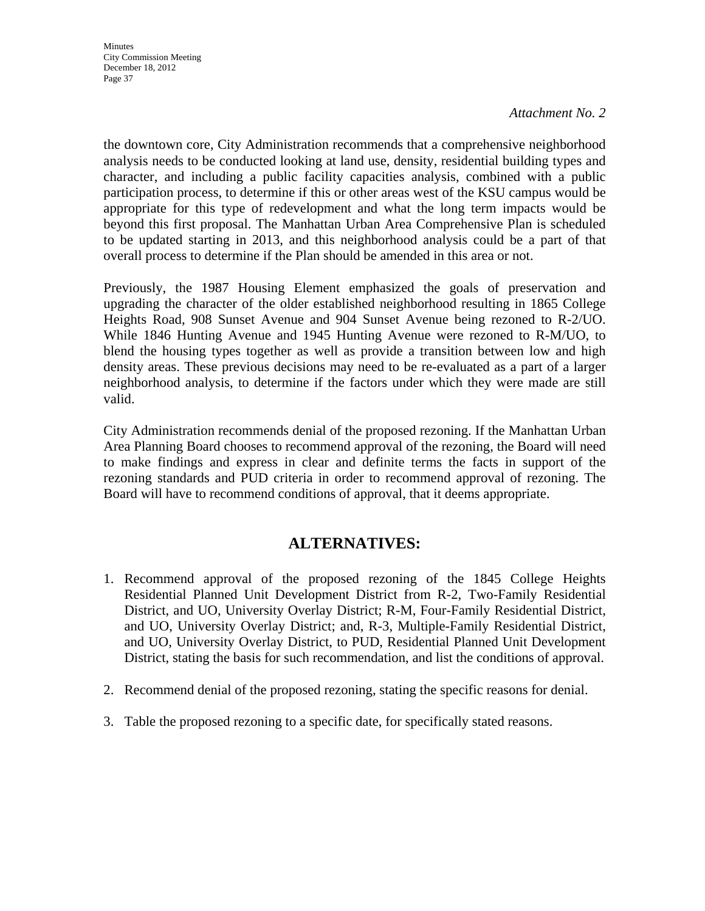*Attachment No. 2*

the downtown core, City Administration recommends that a comprehensive neighborhood analysis needs to be conducted looking at land use, density, residential building types and character, and including a public facility capacities analysis, combined with a public participation process, to determine if this or other areas west of the KSU campus would be appropriate for this type of redevelopment and what the long term impacts would be beyond this first proposal. The Manhattan Urban Area Comprehensive Plan is scheduled to be updated starting in 2013, and this neighborhood analysis could be a part of that overall process to determine if the Plan should be amended in this area or not.

Previously, the 1987 Housing Element emphasized the goals of preservation and upgrading the character of the older established neighborhood resulting in 1865 College Heights Road, 908 Sunset Avenue and 904 Sunset Avenue being rezoned to R-2/UO. While 1846 Hunting Avenue and 1945 Hunting Avenue were rezoned to R-M/UO, to blend the housing types together as well as provide a transition between low and high density areas. These previous decisions may need to be re-evaluated as a part of a larger neighborhood analysis, to determine if the factors under which they were made are still valid.

City Administration recommends denial of the proposed rezoning. If the Manhattan Urban Area Planning Board chooses to recommend approval of the rezoning, the Board will need to make findings and express in clear and definite terms the facts in support of the rezoning standards and PUD criteria in order to recommend approval of rezoning. The Board will have to recommend conditions of approval, that it deems appropriate.

## ALTERNATIVES:

1. Recommend approval of the proposed rezoning of the 1845 College Heights Residential Planned Unit Development District from R-2, Two-Family Residential District, and UO, University Overlay District; R-M, Four-Family Residential District, and UO, University Overlay District; and, R-3, Multiple-Family Residential District, and UO, University Overlay District, to PUD, Residential Planned Unit Development District, stating the basis for such recommendation, and list the conditions of approval.

2. Recommend denial of the proposed rezoning, stating the specific reasons for denial.

3. Table the proposed rezoning to a specific date, for specifically stated reasons.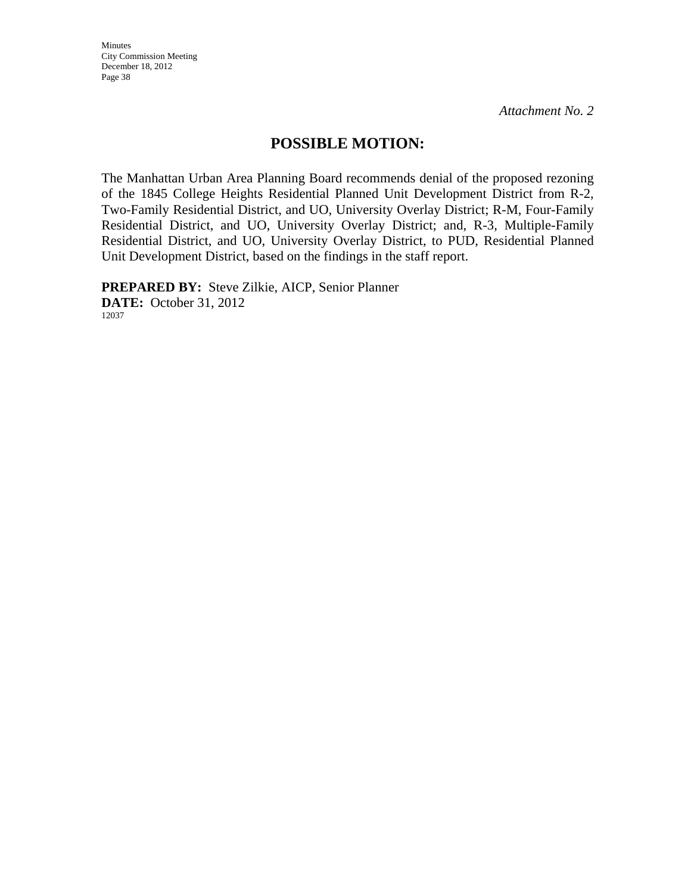*Attachment No. 2*

# POSSIBLE MOTION:

The Manhattan Urban Area Planning Board recommends denial of the proposed rezoning of the 1845 College Heights Residential Planned Unit Development District from R-2, Two-Family Residential District, and UO, University Overlay District; R-M, Four-Family Residential District, and UO, University Overlay District; and, R-3, Multiple-Family Residential District, and UO, University Overlay District, to PUD, Residential Planned Unit Development District, based on the findings in the staff report.

**PREPARED BY:** Steve Zilkie, AICP, Senior Planner
**DATE:** October 31, 2012
12037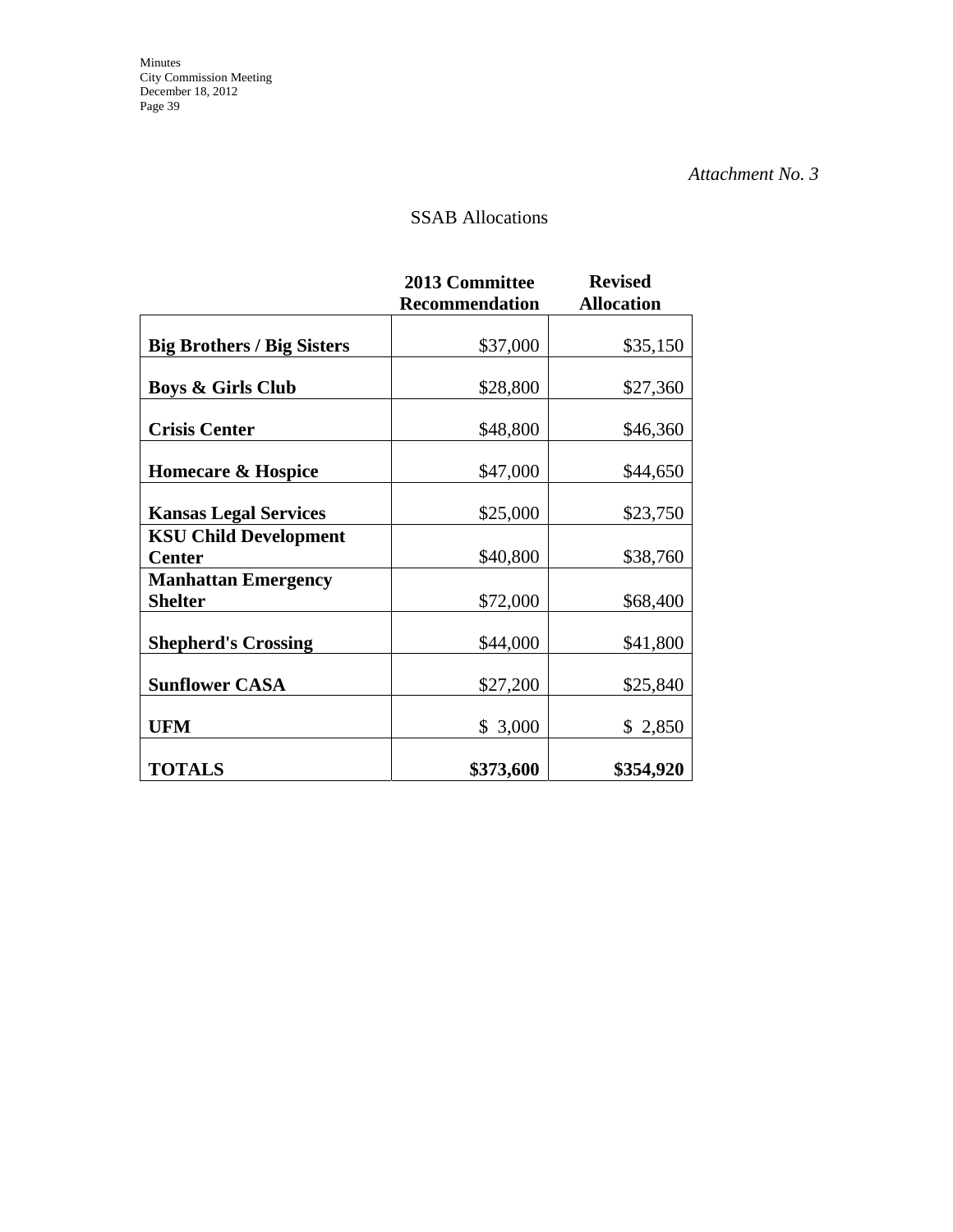*Attachment No. 3*

SSAB Allocations

| | 2013 Committee Recommendation | Revised Allocation |
|---|---|---|
| **Big Brothers / Big Sisters** | $37,000 | $35,150 |
| **Boys & Girls Club** | $28,800 | $27,360 |
| **Crisis Center** | $48,800 | $46,360 |
| **Homecare & Hospice** | $47,000 | $44,650 |
| **Kansas Legal Services** | $25,000 | $23,750 |
| **KSU Child Development Center** | $40,800 | $38,760 |
| **Manhattan Emergency Shelter** | $72,000 | $68,400 |
| **Shepherd's Crossing** | $44,000 | $41,800 |
| **Sunflower CASA** | $27,200 | $25,840 |
| **UFM** | $ 3,000 | $ 2,850 |
| **TOTALS** | **$373,600** | **$354,920** |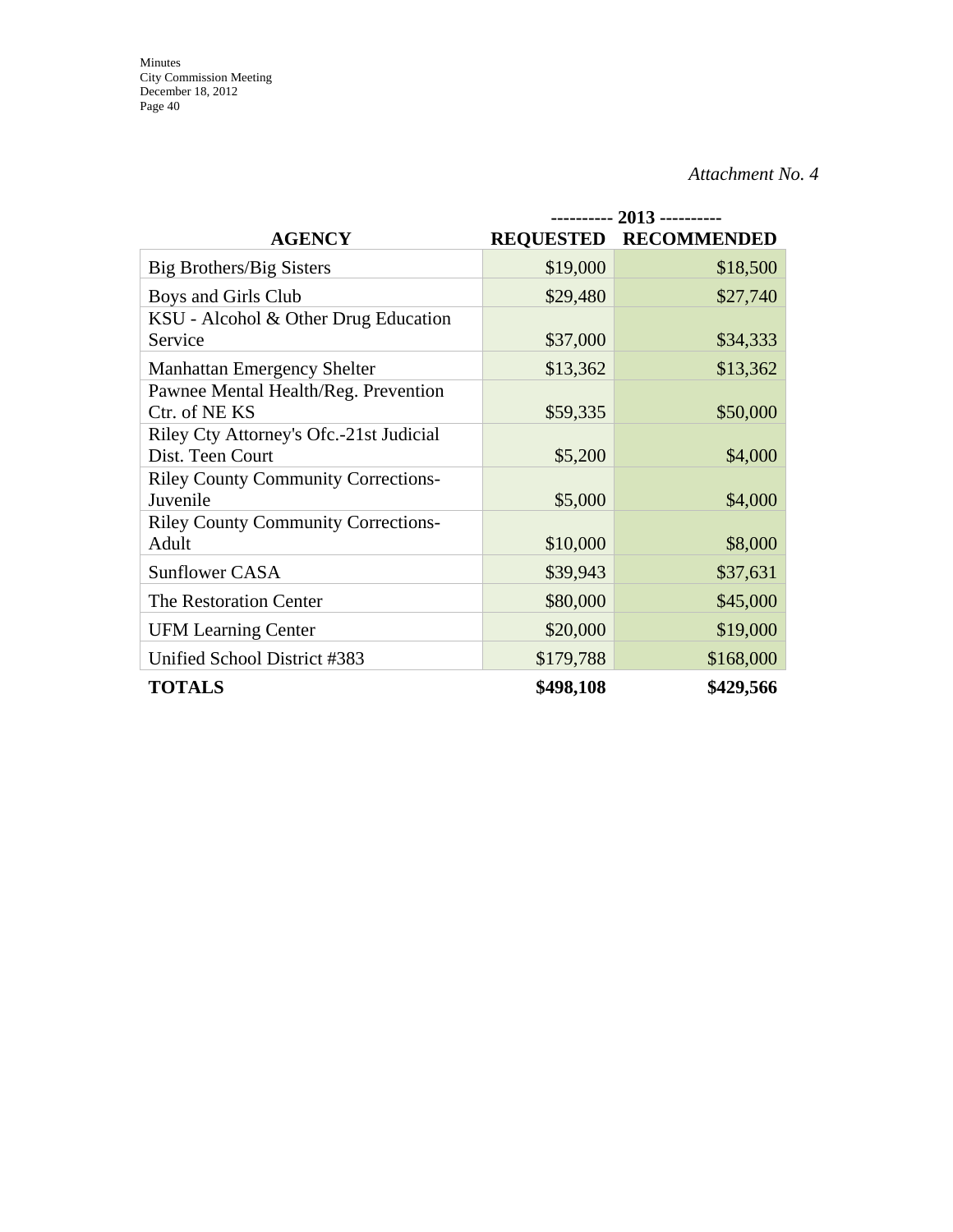*Attachment No. 4*

| AGENCY | ---------- 2013 ---------- REQUESTED | RECOMMENDED |
| --- | --- | --- |
| Big Brothers/Big Sisters | $19,000 | $18,500 |
| Boys and Girls Club | $29,480 | $27,740 |
| KSU - Alcohol & Other Drug Education Service | $37,000 | $34,333 |
| Manhattan Emergency Shelter | $13,362 | $13,362 |
| Pawnee Mental Health/Reg. Prevention Ctr. of NE KS | $59,335 | $50,000 |
| Riley Cty Attorney's Ofc.-21st Judicial Dist. Teen Court | $5,200 | $4,000 |
| Riley County Community Corrections-Juvenile | $5,000 | $4,000 |
| Riley County Community Corrections-Adult | $10,000 | $8,000 |
| Sunflower CASA | $39,943 | $37,631 |
| The Restoration Center | $80,000 | $45,000 |
| UFM Learning Center | $20,000 | $19,000 |
| Unified School District #383 | $179,788 | $168,000 |
| **TOTALS** | **$498,108** | **$429,566** |